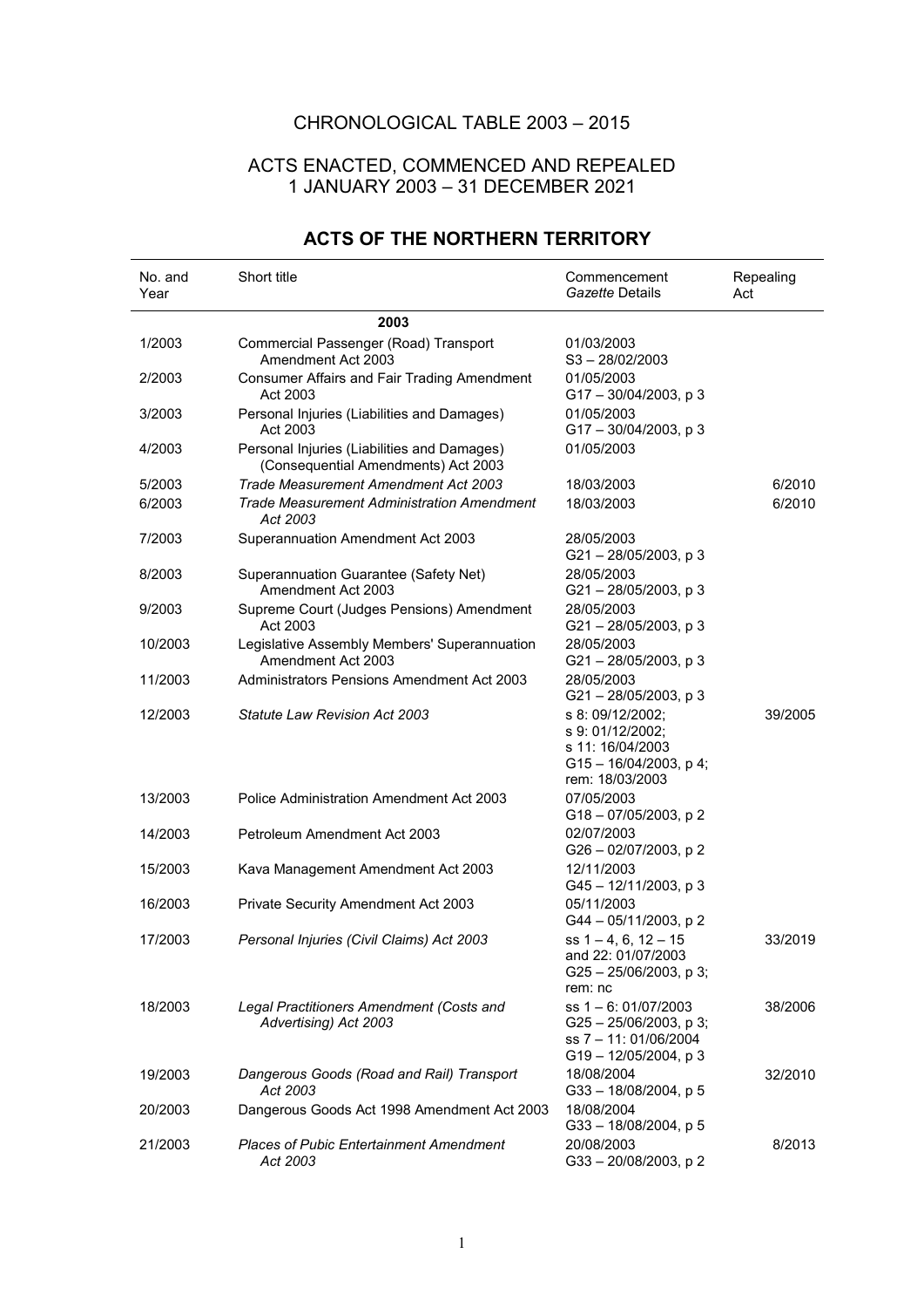# CHRONOLOGICAL TABLE 2003 – 2015

## ACTS ENACTED, COMMENCED AND REPEALED 1 JANUARY 2003 – 31 DECEMBER 2021

## ACTS OF THE NORTHERN TERRITORY

| No. and Year | Short title | Commencement *Gazette* Details | Repealing Act |
|---|---|---|---|
| | **2003** | | |
| 1/2003 | Commercial Passenger (Road) Transport Amendment Act 2003 | 01/03/2003<br>S3 – 28/02/2003 | |
| 2/2003 | Consumer Affairs and Fair Trading Amendment Act 2003 | 01/05/2003<br>G17 – 30/04/2003, p 3 | |
| 3/2003 | Personal Injuries (Liabilities and Damages) Act 2003 | 01/05/2003<br>G17 – 30/04/2003, p 3 | |
| 4/2003 | Personal Injuries (Liabilities and Damages) (Consequential Amendments) Act 2003 | 01/05/2003 | |
| 5/2003 | *Trade Measurement Amendment Act 2003* | 18/03/2003 | 6/2010 |
| 6/2003 | *Trade Measurement Administration Amendment Act 2003* | 18/03/2003 | 6/2010 |
| 7/2003 | Superannuation Amendment Act 2003 | 28/05/2003<br>G21 – 28/05/2003, p 3 | |
| 8/2003 | Superannuation Guarantee (Safety Net) Amendment Act 2003 | 28/05/2003<br>G21 – 28/05/2003, p 3 | |
| 9/2003 | Supreme Court (Judges Pensions) Amendment Act 2003 | 28/05/2003<br>G21 – 28/05/2003, p 3 | |
| 10/2003 | Legislative Assembly Members' Superannuation Amendment Act 2003 | 28/05/2003<br>G21 – 28/05/2003, p 3 | |
| 11/2003 | Administrators Pensions Amendment Act 2003 | 28/05/2003<br>G21 – 28/05/2003, p 3 | |
| 12/2003 | *Statute Law Revision Act 2003* | s 8: 09/12/2002;<br>s 9: 01/12/2002;<br>s 11: 16/04/2003<br>G15 – 16/04/2003, p 4;<br>rem: 18/03/2003 | 39/2005 |
| 13/2003 | Police Administration Amendment Act 2003 | 07/05/2003<br>G18 – 07/05/2003, p 2 | |
| 14/2003 | Petroleum Amendment Act 2003 | 02/07/2003<br>G26 – 02/07/2003, p 2 | |
| 15/2003 | Kava Management Amendment Act 2003 | 12/11/2003<br>G45 – 12/11/2003, p 3 | |
| 16/2003 | Private Security Amendment Act 2003 | 05/11/2003<br>G44 – 05/11/2003, p 2 | |
| 17/2003 | *Personal Injuries (Civil Claims) Act 2003* | ss 1 – 4, 6, 12 – 15 and 22: 01/07/2003<br>G25 – 25/06/2003, p 3;<br>rem: nc | 33/2019 |
| 18/2003 | *Legal Practitioners Amendment (Costs and Advertising) Act 2003* | ss 1 – 6: 01/07/2003<br>G25 – 25/06/2003, p 3;<br>ss 7 – 11: 01/06/2004<br>G19 – 12/05/2004, p 3 | 38/2006 |
| 19/2003 | *Dangerous Goods (Road and Rail) Transport Act 2003* | 18/08/2004<br>G33 – 18/08/2004, p 5 | 32/2010 |
| 20/2003 | Dangerous Goods Act 1998 Amendment Act 2003 | 18/08/2004<br>G33 – 18/08/2004, p 5 | |
| 21/2003 | *Places of Pubic Entertainment Amendment Act 2003* | 20/08/2003<br>G33 – 20/08/2003, p 2 | 8/2013 |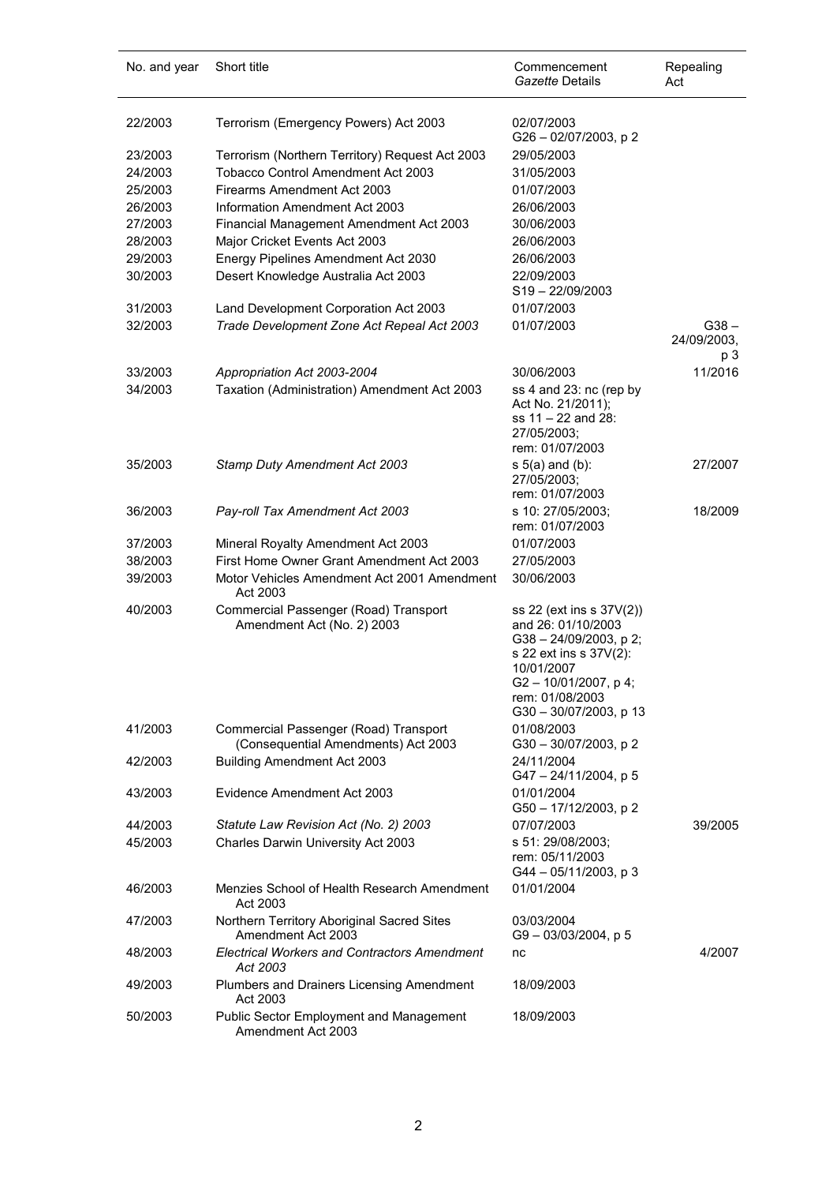| No. and year | Short title | Commencement *Gazette* Details | Repealing Act |
|---|---|---|---|
| 22/2003 | Terrorism (Emergency Powers) Act 2003 | 02/07/2003 G26 – 02/07/2003, p 2 | |
| 23/2003 | Terrorism (Northern Territory) Request Act 2003 | 29/05/2003 | |
| 24/2003 | Tobacco Control Amendment Act 2003 | 31/05/2003 | |
| 25/2003 | Firearms Amendment Act 2003 | 01/07/2003 | |
| 26/2003 | Information Amendment Act 2003 | 26/06/2003 | |
| 27/2003 | Financial Management Amendment Act 2003 | 30/06/2003 | |
| 28/2003 | Major Cricket Events Act 2003 | 26/06/2003 | |
| 29/2003 | Energy Pipelines Amendment Act 2030 | 26/06/2003 | |
| 30/2003 | Desert Knowledge Australia Act 2003 | 22/09/2003 S19 – 22/09/2003 | |
| 31/2003 | Land Development Corporation Act 2003 | 01/07/2003 | |
| 32/2003 | *Trade Development Zone Act Repeal Act 2003* | 01/07/2003 | G38 – 24/09/2003, p 3 |
| 33/2003 | *Appropriation Act 2003-2004* | 30/06/2003 | 11/2016 |
| 34/2003 | Taxation (Administration) Amendment Act 2003 | ss 4 and 23: nc (rep by Act No. 21/2011); ss 11 – 22 and 28: 27/05/2003; rem: 01/07/2003 | |
| 35/2003 | *Stamp Duty Amendment Act 2003* | s 5(a) and (b): 27/05/2003; rem: 01/07/2003 | 27/2007 |
| 36/2003 | *Pay-roll Tax Amendment Act 2003* | s 10: 27/05/2003; rem: 01/07/2003 | 18/2009 |
| 37/2003 | Mineral Royalty Amendment Act 2003 | 01/07/2003 | |
| 38/2003 | First Home Owner Grant Amendment Act 2003 | 27/05/2003 | |
| 39/2003 | Motor Vehicles Amendment Act 2001 Amendment Act 2003 | 30/06/2003 | |
| 40/2003 | Commercial Passenger (Road) Transport Amendment Act (No. 2) 2003 | ss 22 (ext ins s 37V(2)) and 26: 01/10/2003 G38 – 24/09/2003, p 2; s 22 ext ins s 37V(2): 10/01/2007 G2 – 10/01/2007, p 4; rem: 01/08/2003 G30 – 30/07/2003, p 13 | |
| 41/2003 | Commercial Passenger (Road) Transport (Consequential Amendments) Act 2003 | 01/08/2003 G30 – 30/07/2003, p 2 | |
| 42/2003 | Building Amendment Act 2003 | 24/11/2004 G47 – 24/11/2004, p 5 | |
| 43/2003 | Evidence Amendment Act 2003 | 01/01/2004 G50 – 17/12/2003, p 2 | |
| 44/2003 | *Statute Law Revision Act (No. 2) 2003* | 07/07/2003 | 39/2005 |
| 45/2003 | Charles Darwin University Act 2003 | s 51: 29/08/2003; rem: 05/11/2003 G44 – 05/11/2003, p 3 | |
| 46/2003 | Menzies School of Health Research Amendment Act 2003 | 01/01/2004 | |
| 47/2003 | Northern Territory Aboriginal Sacred Sites Amendment Act 2003 | 03/03/2004 G9 – 03/03/2004, p 5 | |
| 48/2003 | *Electrical Workers and Contractors Amendment Act 2003* | nc | 4/2007 |
| 49/2003 | Plumbers and Drainers Licensing Amendment Act 2003 | 18/09/2003 | |
| 50/2003 | Public Sector Employment and Management Amendment Act 2003 | 18/09/2003 | |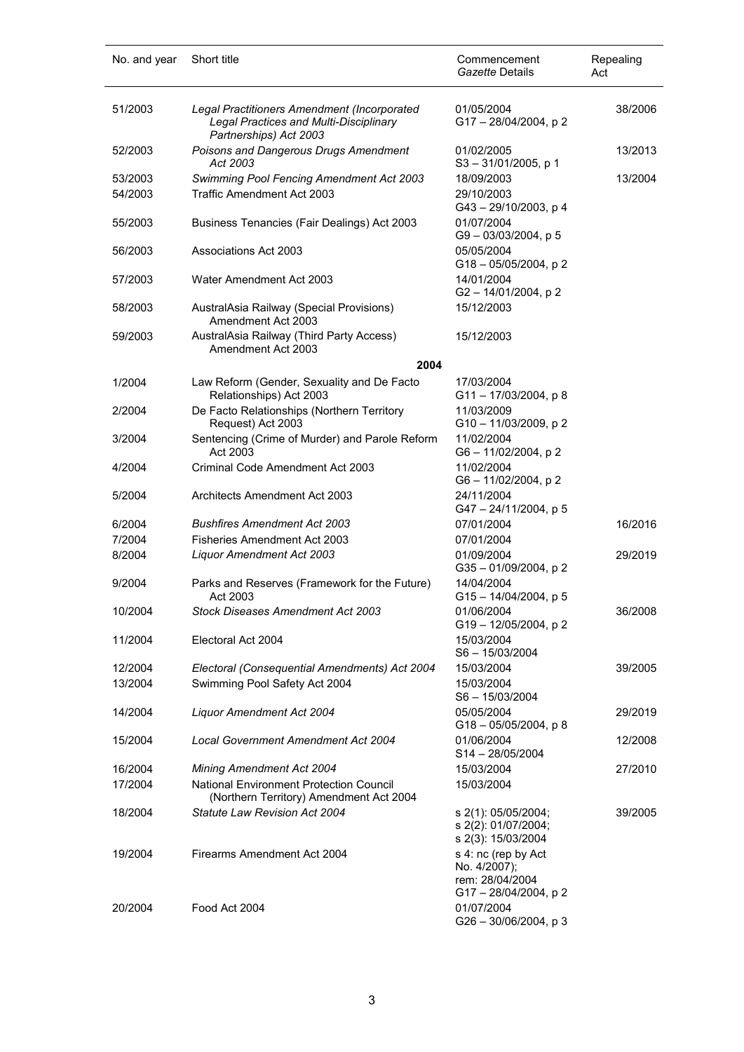| No. and year | Short title | Commencement *Gazette* Details | Repealing Act |
|---|---|---|---|
| 51/2003 | *Legal Practitioners Amendment (Incorporated Legal Practices and Multi-Disciplinary Partnerships) Act 2003* | 01/05/2004 G17 – 28/04/2004, p 2 | 38/2006 |
| 52/2003 | *Poisons and Dangerous Drugs Amendment Act 2003* | 01/02/2005 S3 – 31/01/2005, p 1 | 13/2013 |
| 53/2003 | *Swimming Pool Fencing Amendment Act 2003* | 18/09/2003 | 13/2004 |
| 54/2003 | Traffic Amendment Act 2003 | 29/10/2003 G43 – 29/10/2003, p 4 | |
| 55/2003 | Business Tenancies (Fair Dealings) Act 2003 | 01/07/2004 G9 – 03/03/2004, p 5 | |
| 56/2003 | Associations Act 2003 | 05/05/2004 G18 – 05/05/2004, p 2 | |
| 57/2003 | Water Amendment Act 2003 | 14/01/2004 G2 – 14/01/2004, p 2 | |
| 58/2003 | AustralAsia Railway (Special Provisions) Amendment Act 2003 | 15/12/2003 | |
| 59/2003 | AustralAsia Railway (Third Party Access) Amendment Act 2003 | 15/12/2003 | |
| | **2004** | | |
| 1/2004 | Law Reform (Gender, Sexuality and De Facto Relationships) Act 2003 | 17/03/2004 G11 – 17/03/2004, p 8 | |
| 2/2004 | De Facto Relationships (Northern Territory Request) Act 2003 | 11/03/2009 G10 – 11/03/2009, p 2 | |
| 3/2004 | Sentencing (Crime of Murder) and Parole Reform Act 2003 | 11/02/2004 G6 – 11/02/2004, p 2 | |
| 4/2004 | Criminal Code Amendment Act 2003 | 11/02/2004 G6 – 11/02/2004, p 2 | |
| 5/2004 | Architects Amendment Act 2003 | 24/11/2004 G47 – 24/11/2004, p 5 | |
| 6/2004 | *Bushfires Amendment Act 2003* | 07/01/2004 | 16/2016 |
| 7/2004 | Fisheries Amendment Act 2003 | 07/01/2004 | |
| 8/2004 | *Liquor Amendment Act 2003* | 01/09/2004 G35 – 01/09/2004, p 2 | 29/2019 |
| 9/2004 | Parks and Reserves (Framework for the Future) Act 2003 | 14/04/2004 G15 – 14/04/2004, p 5 | |
| 10/2004 | *Stock Diseases Amendment Act 2003* | 01/06/2004 G19 – 12/05/2004, p 2 | 36/2008 |
| 11/2004 | Electoral Act 2004 | 15/03/2004 S6 – 15/03/2004 | |
| 12/2004 | *Electoral (Consequential Amendments) Act 2004* | 15/03/2004 | 39/2005 |
| 13/2004 | Swimming Pool Safety Act 2004 | 15/03/2004 S6 – 15/03/2004 | |
| 14/2004 | *Liquor Amendment Act 2004* | 05/05/2004 G18 – 05/05/2004, p 8 | 29/2019 |
| 15/2004 | *Local Government Amendment Act 2004* | 01/06/2004 S14 – 28/05/2004 | 12/2008 |
| 16/2004 | *Mining Amendment Act 2004* | 15/03/2004 | 27/2010 |
| 17/2004 | National Environment Protection Council (Northern Territory) Amendment Act 2004 | 15/03/2004 | |
| 18/2004 | *Statute Law Revision Act 2004* | s 2(1): 05/05/2004; s 2(2): 01/07/2004; s 2(3): 15/03/2004 | 39/2005 |
| 19/2004 | Firearms Amendment Act 2004 | s 4: nc (rep by Act No. 4/2007); rem: 28/04/2004 G17 – 28/04/2004, p 2 | |
| 20/2004 | Food Act 2004 | 01/07/2004 G26 – 30/06/2004, p 3 | |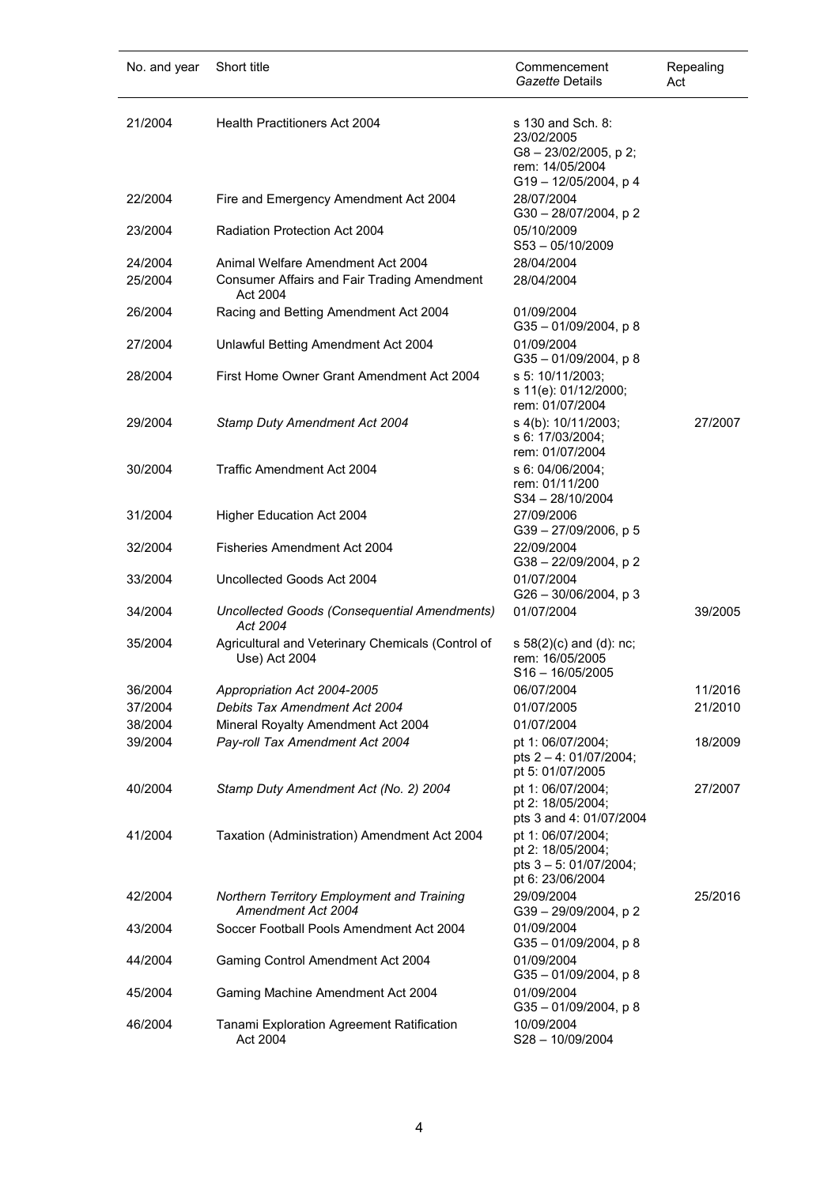| No. and year | Short title | Commencement *Gazette* Details | Repealing Act |
|---|---|---|---|
| 21/2004 | Health Practitioners Act 2004 | s 130 and Sch. 8: 23/02/2005 G8 – 23/02/2005, p 2; rem: 14/05/2004 G19 – 12/05/2004, p 4 | |
| 22/2004 | Fire and Emergency Amendment Act 2004 | 28/07/2004 G30 – 28/07/2004, p 2 | |
| 23/2004 | Radiation Protection Act 2004 | 05/10/2009 S53 – 05/10/2009 | |
| 24/2004 | Animal Welfare Amendment Act 2004 | 28/04/2004 | |
| 25/2004 | Consumer Affairs and Fair Trading Amendment Act 2004 | 28/04/2004 | |
| 26/2004 | Racing and Betting Amendment Act 2004 | 01/09/2004 G35 – 01/09/2004, p 8 | |
| 27/2004 | Unlawful Betting Amendment Act 2004 | 01/09/2004 G35 – 01/09/2004, p 8 | |
| 28/2004 | First Home Owner Grant Amendment Act 2004 | s 5: 10/11/2003; s 11(e): 01/12/2000; rem: 01/07/2004 | |
| 29/2004 | *Stamp Duty Amendment Act 2004* | s 4(b): 10/11/2003; s 6: 17/03/2004; rem: 01/07/2004 | 27/2007 |
| 30/2004 | Traffic Amendment Act 2004 | s 6: 04/06/2004; rem: 01/11/200 S34 – 28/10/2004 | |
| 31/2004 | Higher Education Act 2004 | 27/09/2006 G39 – 27/09/2006, p 5 | |
| 32/2004 | Fisheries Amendment Act 2004 | 22/09/2004 G38 – 22/09/2004, p 2 | |
| 33/2004 | Uncollected Goods Act 2004 | 01/07/2004 G26 – 30/06/2004, p 3 | |
| 34/2004 | *Uncollected Goods (Consequential Amendments) Act 2004* | 01/07/2004 | 39/2005 |
| 35/2004 | Agricultural and Veterinary Chemicals (Control of Use) Act 2004 | s 58(2)(c) and (d): nc; rem: 16/05/2005 S16 – 16/05/2005 | |
| 36/2004 | *Appropriation Act 2004-2005* | 06/07/2004 | 11/2016 |
| 37/2004 | *Debits Tax Amendment Act 2004* | 01/07/2005 | 21/2010 |
| 38/2004 | Mineral Royalty Amendment Act 2004 | 01/07/2004 | |
| 39/2004 | *Pay-roll Tax Amendment Act 2004* | pt 1: 06/07/2004; pts 2 – 4: 01/07/2004; pt 5: 01/07/2005 | 18/2009 |
| 40/2004 | *Stamp Duty Amendment Act (No. 2) 2004* | pt 1: 06/07/2004; pt 2: 18/05/2004; pts 3 and 4: 01/07/2004 | 27/2007 |
| 41/2004 | Taxation (Administration) Amendment Act 2004 | pt 1: 06/07/2004; pt 2: 18/05/2004; pts 3 – 5: 01/07/2004; pt 6: 23/06/2004 | |
| 42/2004 | *Northern Territory Employment and Training Amendment Act 2004* | 29/09/2004 G39 – 29/09/2004, p 2 | 25/2016 |
| 43/2004 | Soccer Football Pools Amendment Act 2004 | 01/09/2004 G35 – 01/09/2004, p 8 | |
| 44/2004 | Gaming Control Amendment Act 2004 | 01/09/2004 G35 – 01/09/2004, p 8 | |
| 45/2004 | Gaming Machine Amendment Act 2004 | 01/09/2004 G35 – 01/09/2004, p 8 | |
| 46/2004 | Tanami Exploration Agreement Ratification Act 2004 | 10/09/2004 S28 – 10/09/2004 | |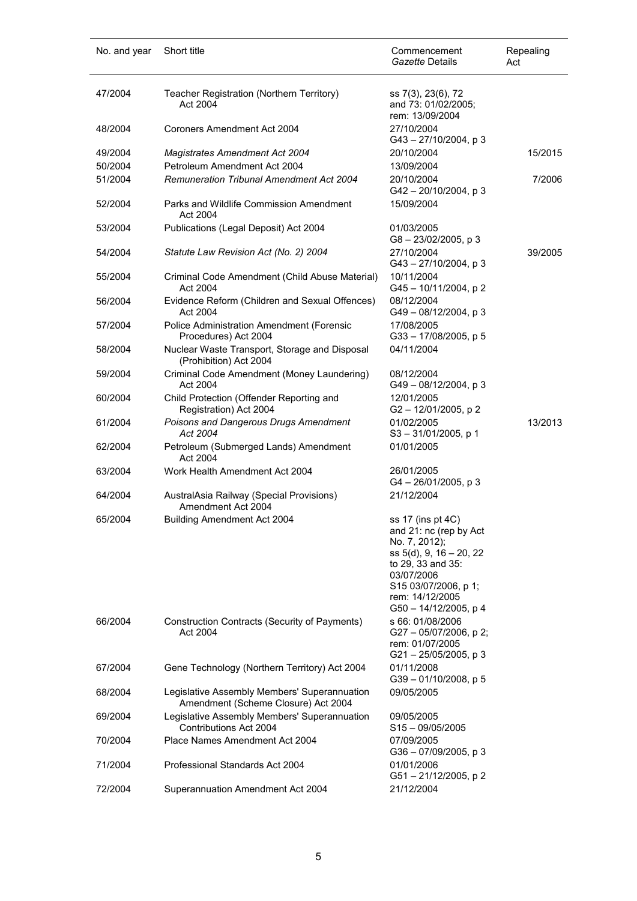| No. and year | Short title | Commencement *Gazette* Details | Repealing Act |
|---|---|---|---|
| 47/2004 | Teacher Registration (Northern Territory) Act 2004 | ss 7(3), 23(6), 72 and 73: 01/02/2005; rem: 13/09/2004 | |
| 48/2004 | Coroners Amendment Act 2004 | 27/10/2004 G43 – 27/10/2004, p 3 | |
| 49/2004 | *Magistrates Amendment Act 2004* | 20/10/2004 | 15/2015 |
| 50/2004 | Petroleum Amendment Act 2004 | 13/09/2004 | |
| 51/2004 | *Remuneration Tribunal Amendment Act 2004* | 20/10/2004 G42 – 20/10/2004, p 3 | 7/2006 |
| 52/2004 | Parks and Wildlife Commission Amendment Act 2004 | 15/09/2004 | |
| 53/2004 | Publications (Legal Deposit) Act 2004 | 01/03/2005 G8 – 23/02/2005, p 3 | |
| 54/2004 | *Statute Law Revision Act (No. 2) 2004* | 27/10/2004 G43 – 27/10/2004, p 3 | 39/2005 |
| 55/2004 | Criminal Code Amendment (Child Abuse Material) Act 2004 | 10/11/2004 G45 – 10/11/2004, p 2 | |
| 56/2004 | Evidence Reform (Children and Sexual Offences) Act 2004 | 08/12/2004 G49 – 08/12/2004, p 3 | |
| 57/2004 | Police Administration Amendment (Forensic Procedures) Act 2004 | 17/08/2005 G33 – 17/08/2005, p 5 | |
| 58/2004 | Nuclear Waste Transport, Storage and Disposal (Prohibition) Act 2004 | 04/11/2004 | |
| 59/2004 | Criminal Code Amendment (Money Laundering) Act 2004 | 08/12/2004 G49 – 08/12/2004, p 3 | |
| 60/2004 | Child Protection (Offender Reporting and Registration) Act 2004 | 12/01/2005 G2 – 12/01/2005, p 2 | |
| 61/2004 | *Poisons and Dangerous Drugs Amendment Act 2004* | 01/02/2005 S3 – 31/01/2005, p 1 | 13/2013 |
| 62/2004 | Petroleum (Submerged Lands) Amendment Act 2004 | 01/01/2005 | |
| 63/2004 | Work Health Amendment Act 2004 | 26/01/2005 G4 – 26/01/2005, p 3 | |
| 64/2004 | AustralAsia Railway (Special Provisions) Amendment Act 2004 | 21/12/2004 | |
| 65/2004 | Building Amendment Act 2004 | ss 17 (ins pt 4C) and 21: nc (rep by Act No. 7, 2012); ss 5(d), 9, 16 – 20, 22 to 29, 33 and 35: 03/07/2006 S15 03/07/2006, p 1; rem: 14/12/2005 G50 – 14/12/2005, p 4 | |
| 66/2004 | Construction Contracts (Security of Payments) Act 2004 | s 66: 01/08/2006 G27 – 05/07/2006, p 2; rem: 01/07/2005 G21 – 25/05/2005, p 3 | |
| 67/2004 | Gene Technology (Northern Territory) Act 2004 | 01/11/2008 G39 – 01/10/2008, p 5 | |
| 68/2004 | Legislative Assembly Members' Superannuation Amendment (Scheme Closure) Act 2004 | 09/05/2005 | |
| 69/2004 | Legislative Assembly Members' Superannuation Contributions Act 2004 | 09/05/2005 S15 – 09/05/2005 | |
| 70/2004 | Place Names Amendment Act 2004 | 07/09/2005 G36 – 07/09/2005, p 3 | |
| 71/2004 | Professional Standards Act 2004 | 01/01/2006 G51 – 21/12/2005, p 2 | |
| 72/2004 | Superannuation Amendment Act 2004 | 21/12/2004 | |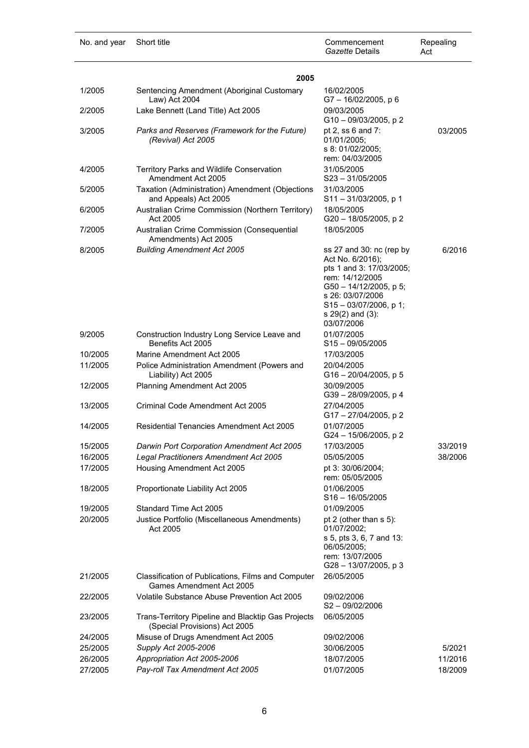| No. and year | Short title | Commencement *Gazette* Details | Repealing Act |
|---|---|---|---|
| | **2005** | | |
| 1/2005 | Sentencing Amendment (Aboriginal Customary Law) Act 2004 | 16/02/2005 G7 – 16/02/2005, p 6 | |
| 2/2005 | Lake Bennett (Land Title) Act 2005 | 09/03/2005 G10 – 09/03/2005, p 2 | |
| 3/2005 | *Parks and Reserves (Framework for the Future) (Revival) Act 2005* | pt 2, ss 6 and 7: 01/01/2005; s 8: 01/02/2005; rem: 04/03/2005 | 03/2005 |
| 4/2005 | Territory Parks and Wildlife Conservation Amendment Act 2005 | 31/05/2005 S23 – 31/05/2005 | |
| 5/2005 | Taxation (Administration) Amendment (Objections and Appeals) Act 2005 | 31/03/2005 S11 – 31/03/2005, p 1 | |
| 6/2005 | Australian Crime Commission (Northern Territory) Act 2005 | 18/05/2005 G20 – 18/05/2005, p 2 | |
| 7/2005 | Australian Crime Commission (Consequential Amendments) Act 2005 | 18/05/2005 | |
| 8/2005 | *Building Amendment Act 2005* | ss 27 and 30: nc (rep by Act No. 6/2016); pts 1 and 3: 17/03/2005; rem: 14/12/2005 G50 – 14/12/2005, p 5; s 26: 03/07/2006 S15 – 03/07/2006, p 1; s 29(2) and (3): 03/07/2006 | 6/2016 |
| 9/2005 | Construction Industry Long Service Leave and Benefits Act 2005 | 01/07/2005 S15 – 09/05/2005 | |
| 10/2005 | Marine Amendment Act 2005 | 17/03/2005 | |
| 11/2005 | Police Administration Amendment (Powers and Liability) Act 2005 | 20/04/2005 G16 – 20/04/2005, p 5 | |
| 12/2005 | Planning Amendment Act 2005 | 30/09/2005 G39 – 28/09/2005, p 4 | |
| 13/2005 | Criminal Code Amendment Act 2005 | 27/04/2005 G17 – 27/04/2005, p 2 | |
| 14/2005 | Residential Tenancies Amendment Act 2005 | 01/07/2005 G24 – 15/06/2005, p 2 | |
| 15/2005 | *Darwin Port Corporation Amendment Act 2005* | 17/03/2005 | 33/2019 |
| 16/2005 | *Legal Practitioners Amendment Act 2005* | 05/05/2005 | 38/2006 |
| 17/2005 | Housing Amendment Act 2005 | pt 3: 30/06/2004; rem: 05/05/2005 | |
| 18/2005 | Proportionate Liability Act 2005 | 01/06/2005 S16 – 16/05/2005 | |
| 19/2005 | Standard Time Act 2005 | 01/09/2005 | |
| 20/2005 | Justice Portfolio (Miscellaneous Amendments) Act 2005 | pt 2 (other than s 5): 01/07/2002; s 5, pts 3, 6, 7 and 13: 06/05/2005; rem: 13/07/2005 G28 – 13/07/2005, p 3 | |
| 21/2005 | Classification of Publications, Films and Computer Games Amendment Act 2005 | 26/05/2005 | |
| 22/2005 | Volatile Substance Abuse Prevention Act 2005 | 09/02/2006 S2 – 09/02/2006 | |
| 23/2005 | Trans-Territory Pipeline and Blacktip Gas Projects (Special Provisions) Act 2005 | 06/05/2005 | |
| 24/2005 | Misuse of Drugs Amendment Act 2005 | 09/02/2006 | |
| 25/2005 | *Supply Act 2005-2006* | 30/06/2005 | 5/2021 |
| 26/2005 | *Appropriation Act 2005-2006* | 18/07/2005 | 11/2016 |
| 27/2005 | *Pay-roll Tax Amendment Act 2005* | 01/07/2005 | 18/2009 |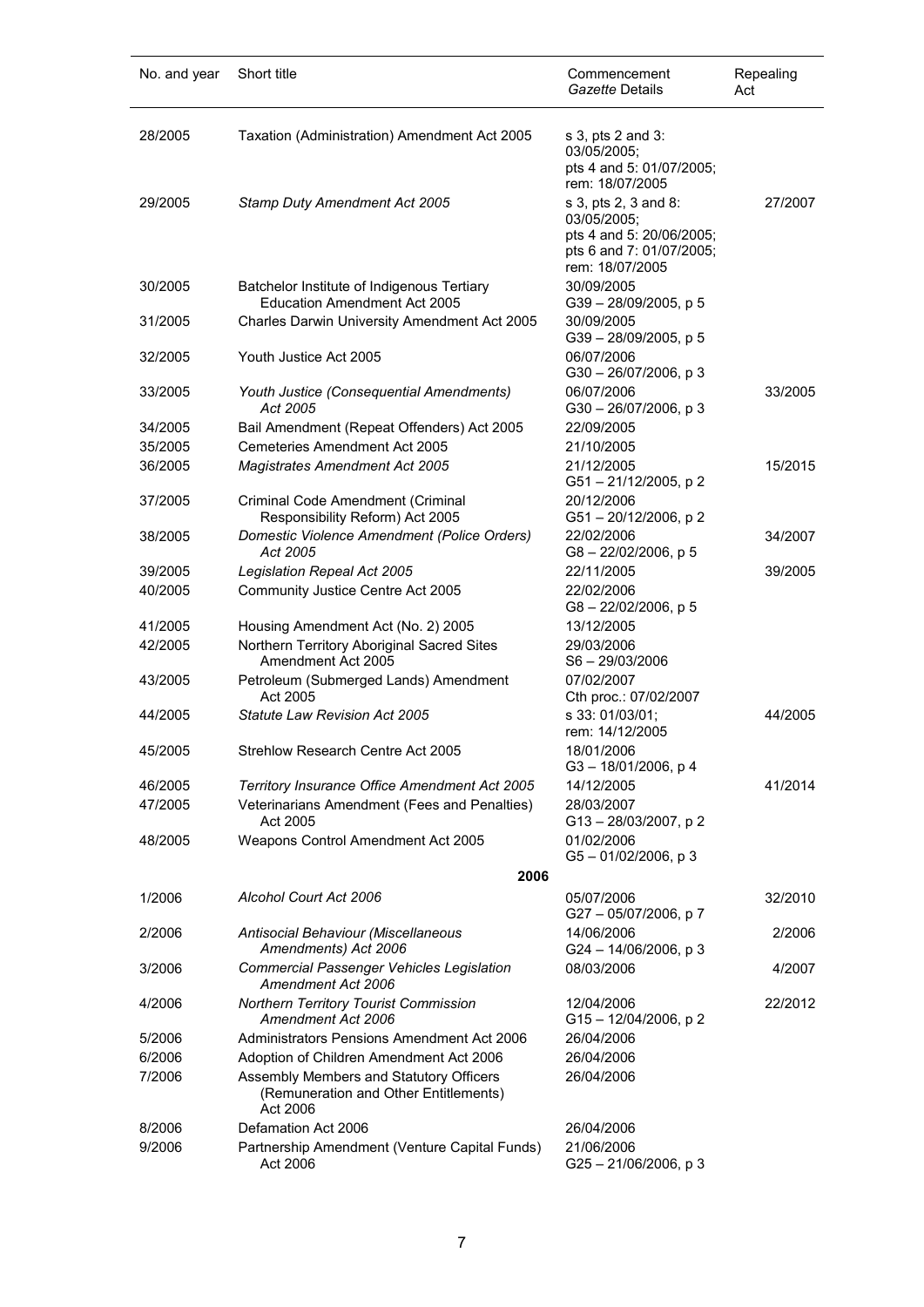| No. and year | Short title | Commencement *Gazette* Details | Repealing Act |
|---|---|---|---|
| 28/2005 | Taxation (Administration) Amendment Act 2005 | s 3, pts 2 and 3: 03/05/2005; pts 4 and 5: 01/07/2005; rem: 18/07/2005 | |
| 29/2005 | *Stamp Duty Amendment Act 2005* | s 3, pts 2, 3 and 8: 03/05/2005; pts 4 and 5: 20/06/2005; pts 6 and 7: 01/07/2005; rem: 18/07/2005 | 27/2007 |
| 30/2005 | Batchelor Institute of Indigenous Tertiary Education Amendment Act 2005 | 30/09/2005 G39 – 28/09/2005, p 5 | |
| 31/2005 | Charles Darwin University Amendment Act 2005 | 30/09/2005 G39 – 28/09/2005, p 5 | |
| 32/2005 | Youth Justice Act 2005 | 06/07/2006 G30 – 26/07/2006, p 3 | |
| 33/2005 | *Youth Justice (Consequential Amendments) Act 2005* | 06/07/2006 G30 – 26/07/2006, p 3 | 33/2005 |
| 34/2005 | Bail Amendment (Repeat Offenders) Act 2005 | 22/09/2005 | |
| 35/2005 | Cemeteries Amendment Act 2005 | 21/10/2005 | |
| 36/2005 | *Magistrates Amendment Act 2005* | 21/12/2005 G51 – 21/12/2005, p 2 | 15/2015 |
| 37/2005 | Criminal Code Amendment (Criminal Responsibility Reform) Act 2005 | 20/12/2006 G51 – 20/12/2006, p 2 | |
| 38/2005 | *Domestic Violence Amendment (Police Orders) Act 2005* | 22/02/2006 G8 – 22/02/2006, p 5 | 34/2007 |
| 39/2005 | *Legislation Repeal Act 2005* | 22/11/2005 | 39/2005 |
| 40/2005 | Community Justice Centre Act 2005 | 22/02/2006 G8 – 22/02/2006, p 5 | |
| 41/2005 | Housing Amendment Act (No. 2) 2005 | 13/12/2005 | |
| 42/2005 | Northern Territory Aboriginal Sacred Sites Amendment Act 2005 | 29/03/2006 S6 – 29/03/2006 | |
| 43/2005 | Petroleum (Submerged Lands) Amendment Act 2005 | 07/02/2007 Cth proc.: 07/02/2007 | |
| 44/2005 | *Statute Law Revision Act 2005* | s 33: 01/03/01; rem: 14/12/2005 | 44/2005 |
| 45/2005 | Strehlow Research Centre Act 2005 | 18/01/2006 G3 – 18/01/2006, p 4 | |
| 46/2005 | *Territory Insurance Office Amendment Act 2005* | 14/12/2005 | 41/2014 |
| 47/2005 | Veterinarians Amendment (Fees and Penalties) Act 2005 | 28/03/2007 G13 – 28/03/2007, p 2 | |
| 48/2005 | Weapons Control Amendment Act 2005 | 01/02/2006 G5 – 01/02/2006, p 3 | |
| | **2006** | | |
| 1/2006 | *Alcohol Court Act 2006* | 05/07/2006 G27 – 05/07/2006, p 7 | 32/2010 |
| 2/2006 | *Antisocial Behaviour (Miscellaneous Amendments) Act 2006* | 14/06/2006 G24 – 14/06/2006, p 3 | 2/2006 |
| 3/2006 | *Commercial Passenger Vehicles Legislation Amendment Act 2006* | 08/03/2006 | 4/2007 |
| 4/2006 | *Northern Territory Tourist Commission Amendment Act 2006* | 12/04/2006 G15 – 12/04/2006, p 2 | 22/2012 |
| 5/2006 | Administrators Pensions Amendment Act 2006 | 26/04/2006 | |
| 6/2006 | Adoption of Children Amendment Act 2006 | 26/04/2006 | |
| 7/2006 | Assembly Members and Statutory Officers (Remuneration and Other Entitlements) Act 2006 | 26/04/2006 | |
| 8/2006 | Defamation Act 2006 | 26/04/2006 | |
| 9/2006 | Partnership Amendment (Venture Capital Funds) Act 2006 | 21/06/2006 G25 – 21/06/2006, p 3 | |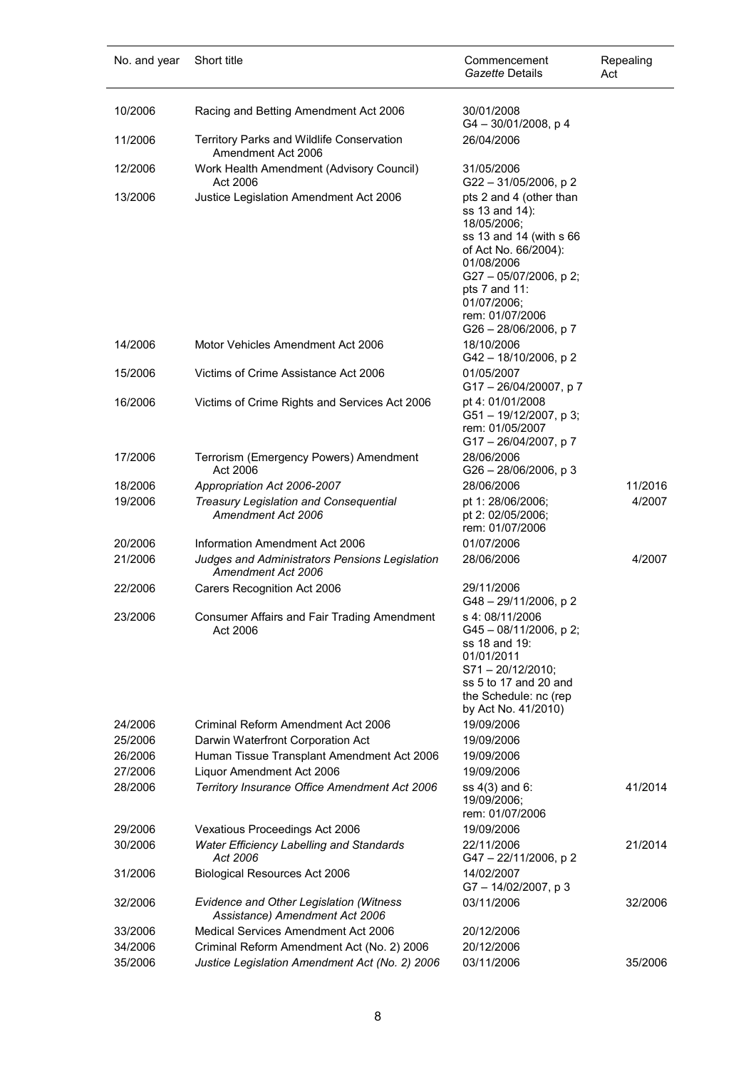| No. and year | Short title | Commencement *Gazette* Details | Repealing Act |
|---|---|---|---|
| 10/2006 | Racing and Betting Amendment Act 2006 | 30/01/2008 G4 – 30/01/2008, p 4 | |
| 11/2006 | Territory Parks and Wildlife Conservation Amendment Act 2006 | 26/04/2006 | |
| 12/2006 | Work Health Amendment (Advisory Council) Act 2006 | 31/05/2006 G22 – 31/05/2006, p 2 | |
| 13/2006 | Justice Legislation Amendment Act 2006 | pts 2 and 4 (other than ss 13 and 14): 18/05/2006; ss 13 and 14 (with s 66 of Act No. 66/2004): 01/08/2006 G27 – 05/07/2006, p 2; pts 7 and 11: 01/07/2006; rem: 01/07/2006 G26 – 28/06/2006, p 7 | |
| 14/2006 | Motor Vehicles Amendment Act 2006 | 18/10/2006 G42 – 18/10/2006, p 2 | |
| 15/2006 | Victims of Crime Assistance Act 2006 | 01/05/2007 G17 – 26/04/20007, p 7 | |
| 16/2006 | Victims of Crime Rights and Services Act 2006 | pt 4: 01/01/2008 G51 – 19/12/2007, p 3; rem: 01/05/2007 G17 – 26/04/2007, p 7 | |
| 17/2006 | Terrorism (Emergency Powers) Amendment Act 2006 | 28/06/2006 G26 – 28/06/2006, p 3 | |
| 18/2006 | *Appropriation Act 2006-2007* | 28/06/2006 | 11/2016 |
| 19/2006 | *Treasury Legislation and Consequential Amendment Act 2006* | pt 1: 28/06/2006; pt 2: 02/05/2006; rem: 01/07/2006 | 4/2007 |
| 20/2006 | Information Amendment Act 2006 | 01/07/2006 | |
| 21/2006 | *Judges and Administrators Pensions Legislation Amendment Act 2006* | 28/06/2006 | 4/2007 |
| 22/2006 | Carers Recognition Act 2006 | 29/11/2006 G48 – 29/11/2006, p 2 | |
| 23/2006 | Consumer Affairs and Fair Trading Amendment Act 2006 | s 4: 08/11/2006 G45 – 08/11/2006, p 2; ss 18 and 19: 01/01/2011 S71 – 20/12/2010; ss 5 to 17 and 20 and the Schedule: nc (rep by Act No. 41/2010) | |
| 24/2006 | Criminal Reform Amendment Act 2006 | 19/09/2006 | |
| 25/2006 | Darwin Waterfront Corporation Act | 19/09/2006 | |
| 26/2006 | Human Tissue Transplant Amendment Act 2006 | 19/09/2006 | |
| 27/2006 | Liquor Amendment Act 2006 | 19/09/2006 | |
| 28/2006 | *Territory Insurance Office Amendment Act 2006* | ss 4(3) and 6: 19/09/2006; rem: 01/07/2006 | 41/2014 |
| 29/2006 | Vexatious Proceedings Act 2006 | 19/09/2006 | |
| 30/2006 | *Water Efficiency Labelling and Standards Act 2006* | 22/11/2006 G47 – 22/11/2006, p 2 | 21/2014 |
| 31/2006 | Biological Resources Act 2006 | 14/02/2007 G7 – 14/02/2007, p 3 | |
| 32/2006 | *Evidence and Other Legislation (Witness Assistance) Amendment Act 2006* | 03/11/2006 | 32/2006 |
| 33/2006 | Medical Services Amendment Act 2006 | 20/12/2006 | |
| 34/2006 | Criminal Reform Amendment Act (No. 2) 2006 | 20/12/2006 | |
| 35/2006 | *Justice Legislation Amendment Act (No. 2) 2006* | 03/11/2006 | 35/2006 |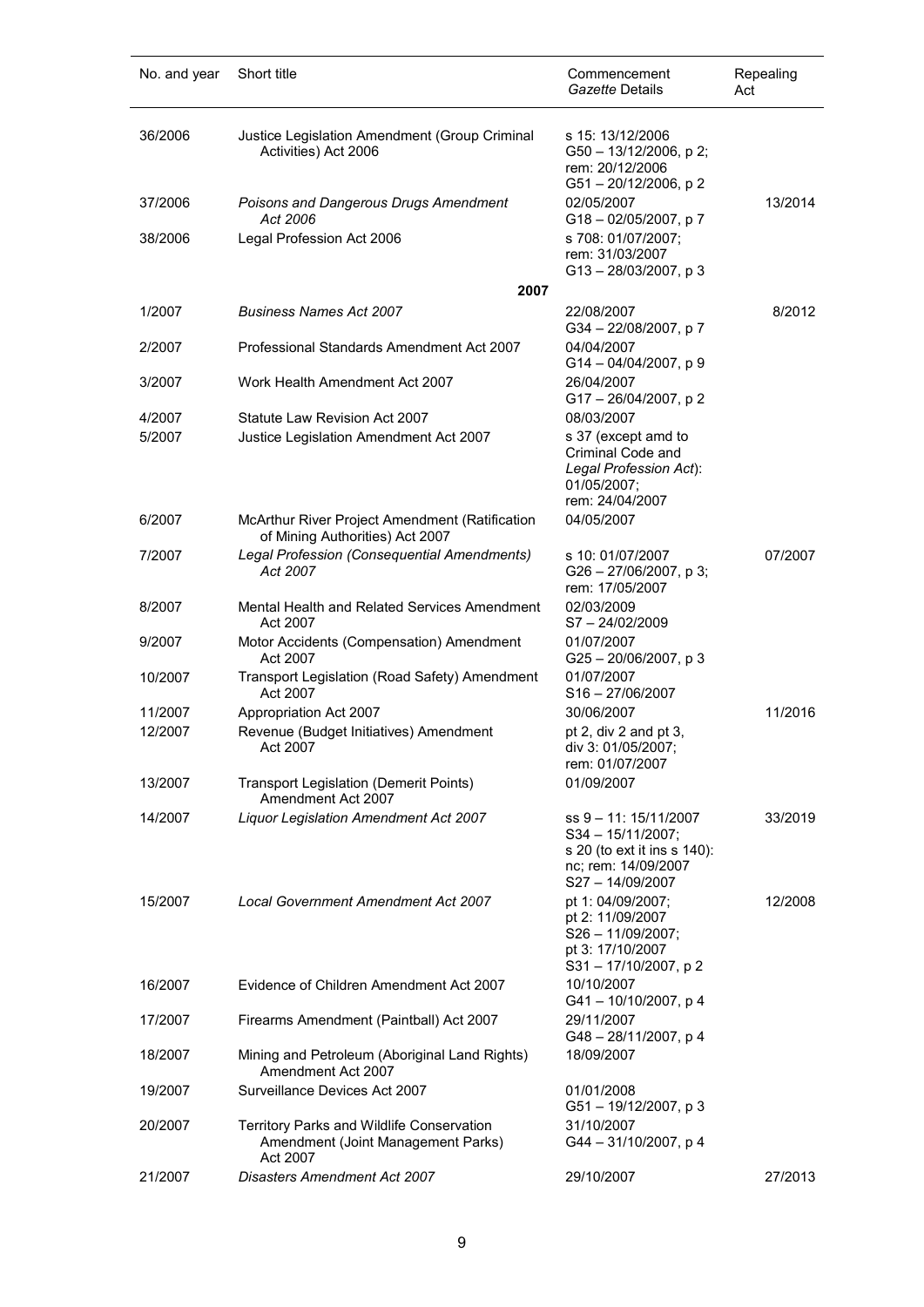| No. and year | Short title | Commencement *Gazette* Details | Repealing Act |
|---|---|---|---|
| 36/2006 | Justice Legislation Amendment (Group Criminal Activities) Act 2006 | s 15: 13/12/2006 G50 – 13/12/2006, p 2; rem: 20/12/2006 G51 – 20/12/2006, p 2 | |
| 37/2006 | *Poisons and Dangerous Drugs Amendment Act 2006* | 02/05/2007 G18 – 02/05/2007, p 7 | 13/2014 |
| 38/2006 | Legal Profession Act 2006 | s 708: 01/07/2007; rem: 31/03/2007 G13 – 28/03/2007, p 3 | |
| | **2007** | | |
| 1/2007 | *Business Names Act 2007* | 22/08/2007 G34 – 22/08/2007, p 7 | 8/2012 |
| 2/2007 | Professional Standards Amendment Act 2007 | 04/04/2007 G14 – 04/04/2007, p 9 | |
| 3/2007 | Work Health Amendment Act 2007 | 26/04/2007 G17 – 26/04/2007, p 2 | |
| 4/2007 | Statute Law Revision Act 2007 | 08/03/2007 | |
| 5/2007 | Justice Legislation Amendment Act 2007 | s 37 (except amd to Criminal Code and *Legal Profession Act*): 01/05/2007; rem: 24/04/2007 | |
| 6/2007 | McArthur River Project Amendment (Ratification of Mining Authorities) Act 2007 | 04/05/2007 | |
| 7/2007 | *Legal Profession (Consequential Amendments) Act 2007* | s 10: 01/07/2007 G26 – 27/06/2007, p 3; rem: 17/05/2007 | 07/2007 |
| 8/2007 | Mental Health and Related Services Amendment Act 2007 | 02/03/2009 S7 – 24/02/2009 | |
| 9/2007 | Motor Accidents (Compensation) Amendment Act 2007 | 01/07/2007 G25 – 20/06/2007, p 3 | |
| 10/2007 | Transport Legislation (Road Safety) Amendment Act 2007 | 01/07/2007 S16 – 27/06/2007 | |
| 11/2007 | Appropriation Act 2007 | 30/06/2007 | 11/2016 |
| 12/2007 | Revenue (Budget Initiatives) Amendment Act 2007 | pt 2, div 2 and pt 3, div 3: 01/05/2007; rem: 01/07/2007 | |
| 13/2007 | Transport Legislation (Demerit Points) Amendment Act 2007 | 01/09/2007 | |
| 14/2007 | *Liquor Legislation Amendment Act 2007* | ss 9 – 11: 15/11/2007 S34 – 15/11/2007; s 20 (to ext it ins s 140): nc; rem: 14/09/2007 S27 – 14/09/2007 | 33/2019 |
| 15/2007 | *Local Government Amendment Act 2007* | pt 1: 04/09/2007; pt 2: 11/09/2007 S26 – 11/09/2007; pt 3: 17/10/2007 S31 – 17/10/2007, p 2 | 12/2008 |
| 16/2007 | Evidence of Children Amendment Act 2007 | 10/10/2007 G41 – 10/10/2007, p 4 | |
| 17/2007 | Firearms Amendment (Paintball) Act 2007 | 29/11/2007 G48 – 28/11/2007, p 4 | |
| 18/2007 | Mining and Petroleum (Aboriginal Land Rights) Amendment Act 2007 | 18/09/2007 | |
| 19/2007 | Surveillance Devices Act 2007 | 01/01/2008 G51 – 19/12/2007, p 3 | |
| 20/2007 | Territory Parks and Wildlife Conservation Amendment (Joint Management Parks) Act 2007 | 31/10/2007 G44 – 31/10/2007, p 4 | |
| 21/2007 | *Disasters Amendment Act 2007* | 29/10/2007 | 27/2013 |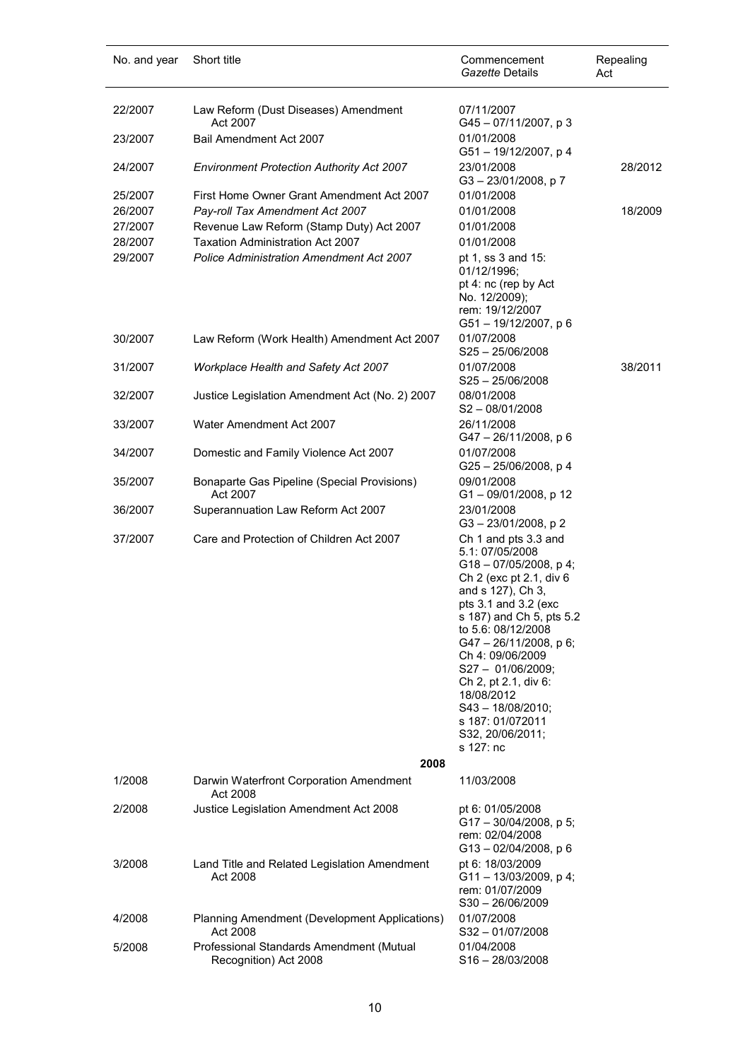| No. and year | Short title | Commencement *Gazette* Details | Repealing Act |
|---|---|---|---|
| 22/2007 | Law Reform (Dust Diseases) Amendment Act 2007 | 07/11/2007 G45 – 07/11/2007, p 3 | |
| 23/2007 | Bail Amendment Act 2007 | 01/01/2008 G51 – 19/12/2007, p 4 | |
| 24/2007 | *Environment Protection Authority Act 2007* | 23/01/2008 G3 – 23/01/2008, p 7 | 28/2012 |
| 25/2007 | First Home Owner Grant Amendment Act 2007 | 01/01/2008 | |
| 26/2007 | *Pay-roll Tax Amendment Act 2007* | 01/01/2008 | 18/2009 |
| 27/2007 | Revenue Law Reform (Stamp Duty) Act 2007 | 01/01/2008 | |
| 28/2007 | Taxation Administration Act 2007 | 01/01/2008 | |
| 29/2007 | *Police Administration Amendment Act 2007* | pt 1, ss 3 and 15: 01/12/1996; pt 4: nc (rep by Act No. 12/2009); rem: 19/12/2007 G51 – 19/12/2007, p 6 | |
| 30/2007 | Law Reform (Work Health) Amendment Act 2007 | 01/07/2008 S25 – 25/06/2008 | |
| 31/2007 | *Workplace Health and Safety Act 2007* | 01/07/2008 S25 – 25/06/2008 | 38/2011 |
| 32/2007 | Justice Legislation Amendment Act (No. 2) 2007 | 08/01/2008 S2 – 08/01/2008 | |
| 33/2007 | Water Amendment Act 2007 | 26/11/2008 G47 – 26/11/2008, p 6 | |
| 34/2007 | Domestic and Family Violence Act 2007 | 01/07/2008 G25 – 25/06/2008, p 4 | |
| 35/2007 | Bonaparte Gas Pipeline (Special Provisions) Act 2007 | 09/01/2008 G1 – 09/01/2008, p 12 | |
| 36/2007 | Superannuation Law Reform Act 2007 | 23/01/2008 G3 – 23/01/2008, p 2 | |
| 37/2007 | Care and Protection of Children Act 2007 | Ch 1 and pts 3.3 and 5.1: 07/05/2008 G18 – 07/05/2008, p 4; Ch 2 (exc pt 2.1, div 6 and s 127), Ch 3, pts 3.1 and 3.2 (exc s 187) and Ch 5, pts 5.2 to 5.6: 08/12/2008 G47 – 26/11/2008, p 6; Ch 4: 09/06/2009 S27 – 01/06/2009; Ch 2, pt 2.1, div 6: 18/08/2012 S43 – 18/08/2010; s 187: 01/072011 S32, 20/06/2011; s 127: nc | |
| | **2008** | | |
| 1/2008 | Darwin Waterfront Corporation Amendment Act 2008 | 11/03/2008 | |
| 2/2008 | Justice Legislation Amendment Act 2008 | pt 6: 01/05/2008 G17 – 30/04/2008, p 5; rem: 02/04/2008 G13 – 02/04/2008, p 6 | |
| 3/2008 | Land Title and Related Legislation Amendment Act 2008 | pt 6: 18/03/2009 G11 – 13/03/2009, p 4; rem: 01/07/2009 S30 – 26/06/2009 | |
| 4/2008 | Planning Amendment (Development Applications) Act 2008 | 01/07/2008 S32 – 01/07/2008 | |
| 5/2008 | Professional Standards Amendment (Mutual Recognition) Act 2008 | 01/04/2008 S16 – 28/03/2008 | |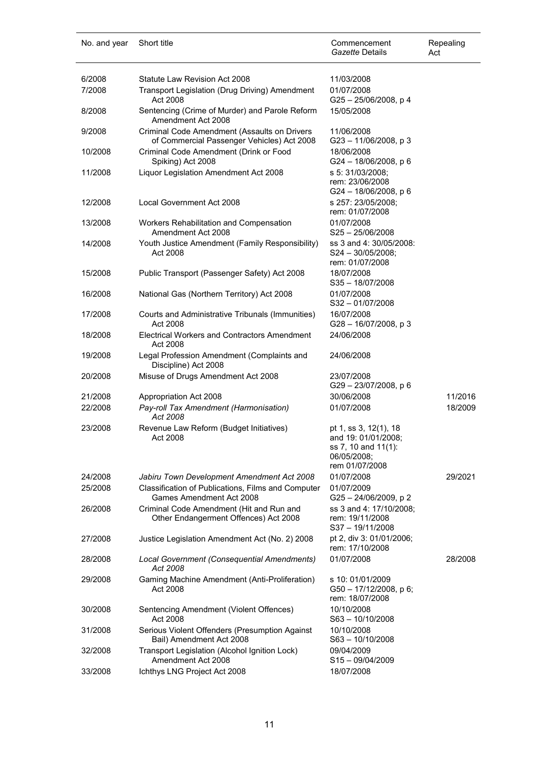| No. and year | Short title | Commencement *Gazette* Details | Repealing Act |
|---|---|---|---|
| 6/2008 | Statute Law Revision Act 2008 | 11/03/2008 | |
| 7/2008 | Transport Legislation (Drug Driving) Amendment Act 2008 | 01/07/2008 G25 – 25/06/2008, p 4 | |
| 8/2008 | Sentencing (Crime of Murder) and Parole Reform Amendment Act 2008 | 15/05/2008 | |
| 9/2008 | Criminal Code Amendment (Assaults on Drivers of Commercial Passenger Vehicles) Act 2008 | 11/06/2008 G23 – 11/06/2008, p 3 | |
| 10/2008 | Criminal Code Amendment (Drink or Food Spiking) Act 2008 | 18/06/2008 G24 – 18/06/2008, p 6 | |
| 11/2008 | Liquor Legislation Amendment Act 2008 | s 5: 31/03/2008; rem: 23/06/2008 G24 – 18/06/2008, p 6 | |
| 12/2008 | Local Government Act 2008 | s 257: 23/05/2008; rem: 01/07/2008 | |
| 13/2008 | Workers Rehabilitation and Compensation Amendment Act 2008 | 01/07/2008 S25 – 25/06/2008 | |
| 14/2008 | Youth Justice Amendment (Family Responsibility) Act 2008 | ss 3 and 4: 30/05/2008: S24 – 30/05/2008; rem: 01/07/2008 | |
| 15/2008 | Public Transport (Passenger Safety) Act 2008 | 18/07/2008 S35 – 18/07/2008 | |
| 16/2008 | National Gas (Northern Territory) Act 2008 | 01/07/2008 S32 – 01/07/2008 | |
| 17/2008 | Courts and Administrative Tribunals (Immunities) Act 2008 | 16/07/2008 G28 – 16/07/2008, p 3 | |
| 18/2008 | Electrical Workers and Contractors Amendment Act 2008 | 24/06/2008 | |
| 19/2008 | Legal Profession Amendment (Complaints and Discipline) Act 2008 | 24/06/2008 | |
| 20/2008 | Misuse of Drugs Amendment Act 2008 | 23/07/2008 G29 – 23/07/2008, p 6 | |
| 21/2008 | Appropriation Act 2008 | 30/06/2008 | 11/2016 |
| 22/2008 | *Pay-roll Tax Amendment (Harmonisation) Act 2008* | 01/07/2008 | 18/2009 |
| 23/2008 | Revenue Law Reform (Budget Initiatives) Act 2008 | pt 1, ss 3, 12(1), 18 and 19: 01/01/2008; ss 7, 10 and 11(1): 06/05/2008; rem 01/07/2008 | |
| 24/2008 | *Jabiru Town Development Amendment Act 2008* | 01/07/2008 | 29/2021 |
| 25/2008 | Classification of Publications, Films and Computer Games Amendment Act 2008 | 01/07/2009 G25 – 24/06/2009, p 2 | |
| 26/2008 | Criminal Code Amendment (Hit and Run and Other Endangerment Offences) Act 2008 | ss 3 and 4: 17/10/2008; rem: 19/11/2008 S37 – 19/11/2008 | |
| 27/2008 | Justice Legislation Amendment Act (No. 2) 2008 | pt 2, div 3: 01/01/2006; rem: 17/10/2008 | |
| 28/2008 | *Local Government (Consequential Amendments) Act 2008* | 01/07/2008 | 28/2008 |
| 29/2008 | Gaming Machine Amendment (Anti-Proliferation) Act 2008 | s 10: 01/01/2009 G50 – 17/12/2008, p 6; rem: 18/07/2008 | |
| 30/2008 | Sentencing Amendment (Violent Offences) Act 2008 | 10/10/2008 S63 – 10/10/2008 | |
| 31/2008 | Serious Violent Offenders (Presumption Against Bail) Amendment Act 2008 | 10/10/2008 S63 – 10/10/2008 | |
| 32/2008 | Transport Legislation (Alcohol Ignition Lock) Amendment Act 2008 | 09/04/2009 S15 – 09/04/2009 | |
| 33/2008 | Ichthys LNG Project Act 2008 | 18/07/2008 | |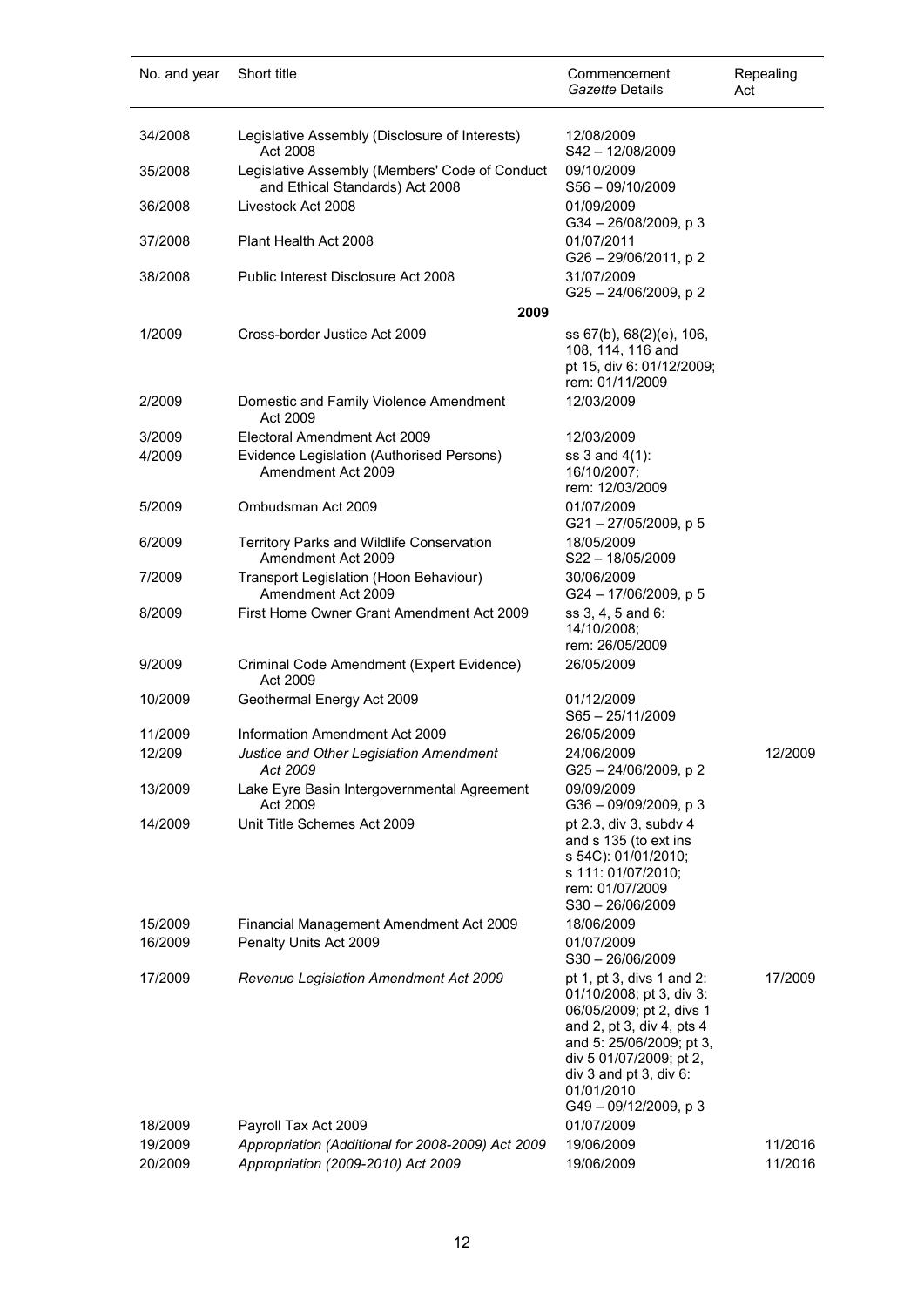| No. and year | Short title | Commencement *Gazette* Details | Repealing Act |
| --- | --- | --- | --- |
| 34/2008 | Legislative Assembly (Disclosure of Interests) Act 2008 | 12/08/2009 S42 – 12/08/2009 | |
| 35/2008 | Legislative Assembly (Members' Code of Conduct and Ethical Standards) Act 2008 | 09/10/2009 S56 – 09/10/2009 | |
| 36/2008 | Livestock Act 2008 | 01/09/2009 G34 – 26/08/2009, p 3 | |
| 37/2008 | Plant Health Act 2008 | 01/07/2011 G26 – 29/06/2011, p 2 | |
| 38/2008 | Public Interest Disclosure Act 2008 | 31/07/2009 G25 – 24/06/2009, p 2 | |
| | **2009** | | |
| 1/2009 | Cross-border Justice Act 2009 | ss 67(b), 68(2)(e), 106, 108, 114, 116 and pt 15, div 6: 01/12/2009; rem: 01/11/2009 | |
| 2/2009 | Domestic and Family Violence Amendment Act 2009 | 12/03/2009 | |
| 3/2009 | Electoral Amendment Act 2009 | 12/03/2009 | |
| 4/2009 | Evidence Legislation (Authorised Persons) Amendment Act 2009 | ss 3 and 4(1): 16/10/2007; rem: 12/03/2009 | |
| 5/2009 | Ombudsman Act 2009 | 01/07/2009 G21 – 27/05/2009, p 5 | |
| 6/2009 | Territory Parks and Wildlife Conservation Amendment Act 2009 | 18/05/2009 S22 – 18/05/2009 | |
| 7/2009 | Transport Legislation (Hoon Behaviour) Amendment Act 2009 | 30/06/2009 G24 – 17/06/2009, p 5 | |
| 8/2009 | First Home Owner Grant Amendment Act 2009 | ss 3, 4, 5 and 6: 14/10/2008; rem: 26/05/2009 | |
| 9/2009 | Criminal Code Amendment (Expert Evidence) Act 2009 | 26/05/2009 | |
| 10/2009 | Geothermal Energy Act 2009 | 01/12/2009 S65 – 25/11/2009 | |
| 11/2009 | Information Amendment Act 2009 | 26/05/2009 | |
| 12/209 | *Justice and Other Legislation Amendment Act 2009* | 24/06/2009 G25 – 24/06/2009, p 2 | 12/2009 |
| 13/2009 | Lake Eyre Basin Intergovernmental Agreement Act 2009 | 09/09/2009 G36 – 09/09/2009, p 3 | |
| 14/2009 | Unit Title Schemes Act 2009 | pt 2.3, div 3, subdv 4 and s 135 (to ext ins s 54C): 01/01/2010; s 111: 01/07/2010; rem: 01/07/2009 S30 – 26/06/2009 | |
| 15/2009 | Financial Management Amendment Act 2009 | 18/06/2009 | |
| 16/2009 | Penalty Units Act 2009 | 01/07/2009 S30 – 26/06/2009 | |
| 17/2009 | *Revenue Legislation Amendment Act 2009* | pt 1, pt 3, divs 1 and 2: 01/10/2008; pt 3, div 3: 06/05/2009; pt 2, divs 1 and 2, pt 3, div 4, pts 4 and 5: 25/06/2009; pt 3, div 5 01/07/2009; pt 2, div 3 and pt 3, div 6: 01/01/2010 G49 – 09/12/2009, p 3 | 17/2009 |
| 18/2009 | Payroll Tax Act 2009 | 01/07/2009 | |
| 19/2009 | *Appropriation (Additional for 2008-2009) Act 2009* | 19/06/2009 | 11/2016 |
| 20/2009 | *Appropriation (2009-2010) Act 2009* | 19/06/2009 | 11/2016 |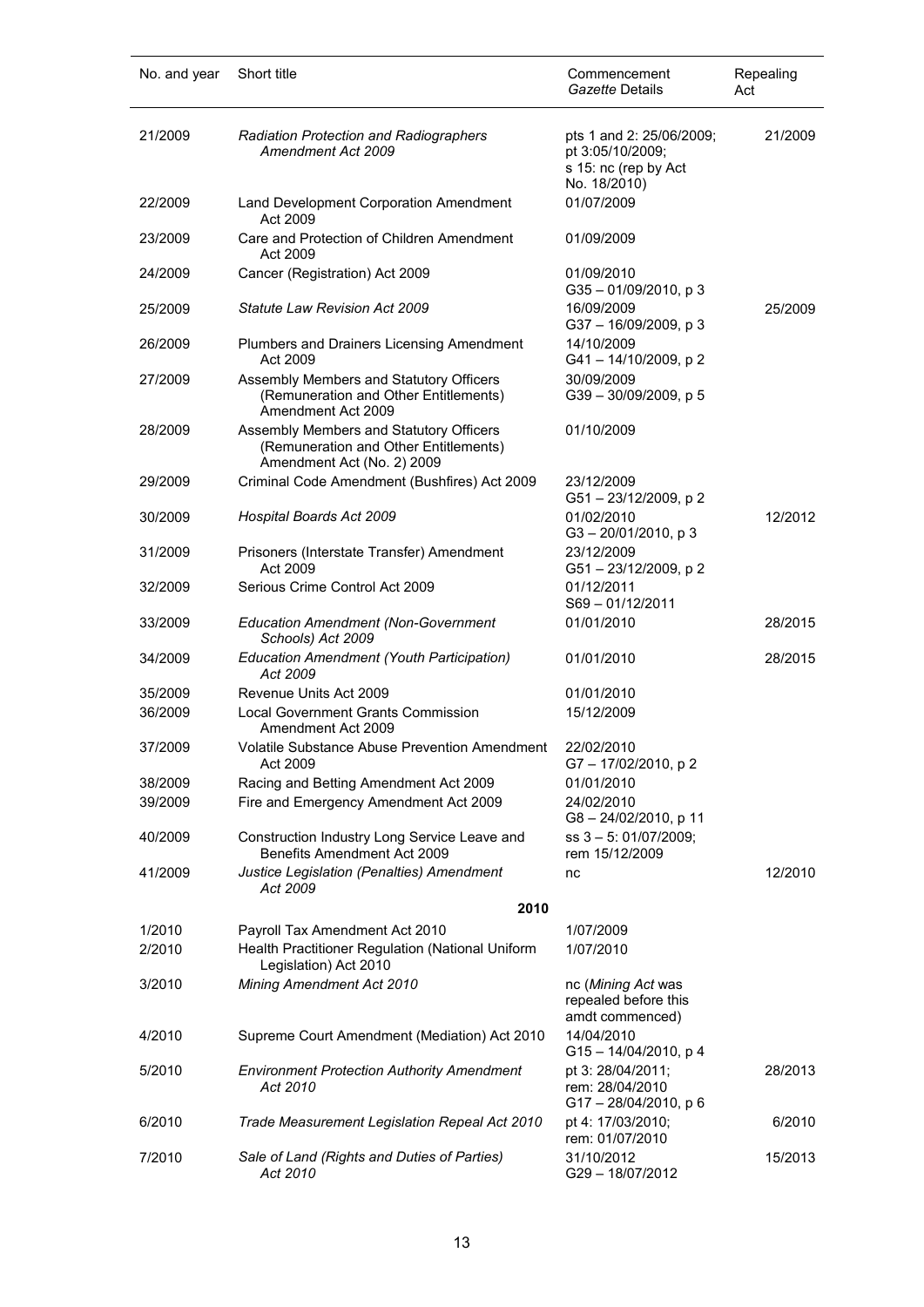| No. and year | Short title | Commencement *Gazette* Details | Repealing Act |
|---|---|---|---|
| 21/2009 | *Radiation Protection and Radiographers Amendment Act 2009* | pts 1 and 2: 25/06/2009; pt 3:05/10/2009; s 15: nc (rep by Act No. 18/2010) | 21/2009 |
| 22/2009 | Land Development Corporation Amendment Act 2009 | 01/07/2009 | |
| 23/2009 | Care and Protection of Children Amendment Act 2009 | 01/09/2009 | |
| 24/2009 | Cancer (Registration) Act 2009 | 01/09/2010 G35 – 01/09/2010, p 3 | |
| 25/2009 | *Statute Law Revision Act 2009* | 16/09/2009 G37 – 16/09/2009, p 3 | 25/2009 |
| 26/2009 | Plumbers and Drainers Licensing Amendment Act 2009 | 14/10/2009 G41 – 14/10/2009, p 2 | |
| 27/2009 | Assembly Members and Statutory Officers (Remuneration and Other Entitlements) Amendment Act 2009 | 30/09/2009 G39 – 30/09/2009, p 5 | |
| 28/2009 | Assembly Members and Statutory Officers (Remuneration and Other Entitlements) Amendment Act (No. 2) 2009 | 01/10/2009 | |
| 29/2009 | Criminal Code Amendment (Bushfires) Act 2009 | 23/12/2009 G51 – 23/12/2009, p 2 | |
| 30/2009 | *Hospital Boards Act 2009* | 01/02/2010 G3 – 20/01/2010, p 3 | 12/2012 |
| 31/2009 | Prisoners (Interstate Transfer) Amendment Act 2009 | 23/12/2009 G51 – 23/12/2009, p 2 | |
| 32/2009 | Serious Crime Control Act 2009 | 01/12/2011 S69 – 01/12/2011 | |
| 33/2009 | *Education Amendment (Non-Government Schools) Act 2009* | 01/01/2010 | 28/2015 |
| 34/2009 | *Education Amendment (Youth Participation) Act 2009* | 01/01/2010 | 28/2015 |
| 35/2009 | Revenue Units Act 2009 | 01/01/2010 | |
| 36/2009 | Local Government Grants Commission Amendment Act 2009 | 15/12/2009 | |
| 37/2009 | Volatile Substance Abuse Prevention Amendment Act 2009 | 22/02/2010 G7 – 17/02/2010, p 2 | |
| 38/2009 | Racing and Betting Amendment Act 2009 | 01/01/2010 | |
| 39/2009 | Fire and Emergency Amendment Act 2009 | 24/02/2010 G8 – 24/02/2010, p 11 | |
| 40/2009 | Construction Industry Long Service Leave and Benefits Amendment Act 2009 | ss 3 – 5: 01/07/2009; rem 15/12/2009 | |
| 41/2009 | *Justice Legislation (Penalties) Amendment Act 2009* | nc | 12/2010 |
| | **2010** | | |
| 1/2010 | Payroll Tax Amendment Act 2010 | 1/07/2009 | |
| 2/2010 | Health Practitioner Regulation (National Uniform Legislation) Act 2010 | 1/07/2010 | |
| 3/2010 | *Mining Amendment Act 2010* | nc (*Mining Act* was repealed before this amdt commenced) | |
| 4/2010 | Supreme Court Amendment (Mediation) Act 2010 | 14/04/2010 G15 – 14/04/2010, p 4 | |
| 5/2010 | *Environment Protection Authority Amendment Act 2010* | pt 3: 28/04/2011; rem: 28/04/2010 G17 – 28/04/2010, p 6 | 28/2013 |
| 6/2010 | *Trade Measurement Legislation Repeal Act 2010* | pt 4: 17/03/2010; rem: 01/07/2010 | 6/2010 |
| 7/2010 | *Sale of Land (Rights and Duties of Parties) Act 2010* | 31/10/2012 G29 – 18/07/2012 | 15/2013 |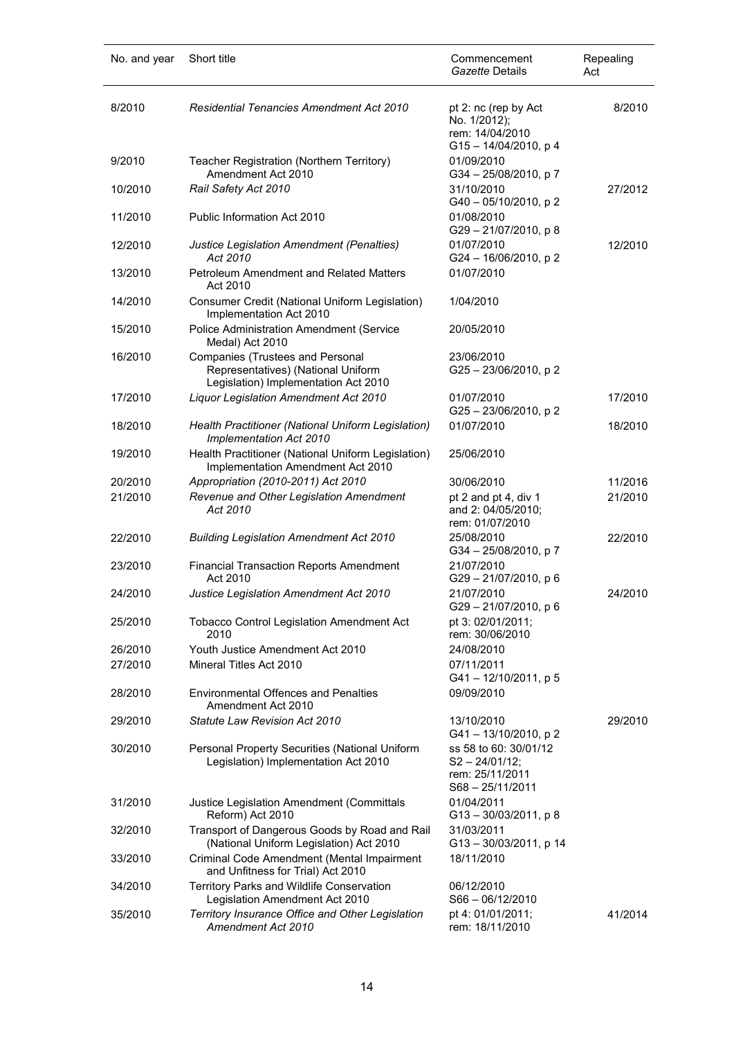| No. and year | Short title | Commencement *Gazette* Details | Repealing Act |
|---|---|---|---|
| 8/2010 | *Residential Tenancies Amendment Act 2010* | pt 2: nc (rep by Act No. 1/2012); rem: 14/04/2010 G15 – 14/04/2010, p 4 | 8/2010 |
| 9/2010 | Teacher Registration (Northern Territory) Amendment Act 2010 | 01/09/2010 G34 – 25/08/2010, p 7 | |
| 10/2010 | *Rail Safety Act 2010* | 31/10/2010 G40 – 05/10/2010, p 2 | 27/2012 |
| 11/2010 | Public Information Act 2010 | 01/08/2010 G29 – 21/07/2010, p 8 | |
| 12/2010 | *Justice Legislation Amendment (Penalties) Act 2010* | 01/07/2010 G24 – 16/06/2010, p 2 | 12/2010 |
| 13/2010 | Petroleum Amendment and Related Matters Act 2010 | 01/07/2010 | |
| 14/2010 | Consumer Credit (National Uniform Legislation) Implementation Act 2010 | 1/04/2010 | |
| 15/2010 | Police Administration Amendment (Service Medal) Act 2010 | 20/05/2010 | |
| 16/2010 | Companies (Trustees and Personal Representatives) (National Uniform Legislation) Implementation Act 2010 | 23/06/2010 G25 – 23/06/2010, p 2 | |
| 17/2010 | *Liquor Legislation Amendment Act 2010* | 01/07/2010 G25 – 23/06/2010, p 2 | 17/2010 |
| 18/2010 | *Health Practitioner (National Uniform Legislation) Implementation Act 2010* | 01/07/2010 | 18/2010 |
| 19/2010 | Health Practitioner (National Uniform Legislation) Implementation Amendment Act 2010 | 25/06/2010 | |
| 20/2010 | *Appropriation (2010-2011) Act 2010* | 30/06/2010 | 11/2016 |
| 21/2010 | *Revenue and Other Legislation Amendment Act 2010* | pt 2 and pt 4, div 1 and 2: 04/05/2010; rem: 01/07/2010 | 21/2010 |
| 22/2010 | *Building Legislation Amendment Act 2010* | 25/08/2010 G34 – 25/08/2010, p 7 | 22/2010 |
| 23/2010 | Financial Transaction Reports Amendment Act 2010 | 21/07/2010 G29 – 21/07/2010, p 6 | |
| 24/2010 | *Justice Legislation Amendment Act 2010* | 21/07/2010 G29 – 21/07/2010, p 6 | 24/2010 |
| 25/2010 | Tobacco Control Legislation Amendment Act 2010 | pt 3: 02/01/2011; rem: 30/06/2010 | |
| 26/2010 | Youth Justice Amendment Act 2010 | 24/08/2010 | |
| 27/2010 | Mineral Titles Act 2010 | 07/11/2011 G41 – 12/10/2011, p 5 | |
| 28/2010 | Environmental Offences and Penalties Amendment Act 2010 | 09/09/2010 | |
| 29/2010 | *Statute Law Revision Act 2010* | 13/10/2010 G41 – 13/10/2010, p 2 | 29/2010 |
| 30/2010 | Personal Property Securities (National Uniform Legislation) Implementation Act 2010 | ss 58 to 60: 30/01/12 S2 – 24/01/12; rem: 25/11/2011 S68 – 25/11/2011 | |
| 31/2010 | Justice Legislation Amendment (Committals Reform) Act 2010 | 01/04/2011 G13 – 30/03/2011, p 8 | |
| 32/2010 | Transport of Dangerous Goods by Road and Rail (National Uniform Legislation) Act 2010 | 31/03/2011 G13 – 30/03/2011, p 14 | |
| 33/2010 | Criminal Code Amendment (Mental Impairment and Unfitness for Trial) Act 2010 | 18/11/2010 | |
| 34/2010 | Territory Parks and Wildlife Conservation Legislation Amendment Act 2010 | 06/12/2010 S66 – 06/12/2010 | |
| 35/2010 | *Territory Insurance Office and Other Legislation Amendment Act 2010* | pt 4: 01/01/2011; rem: 18/11/2010 | 41/2014 |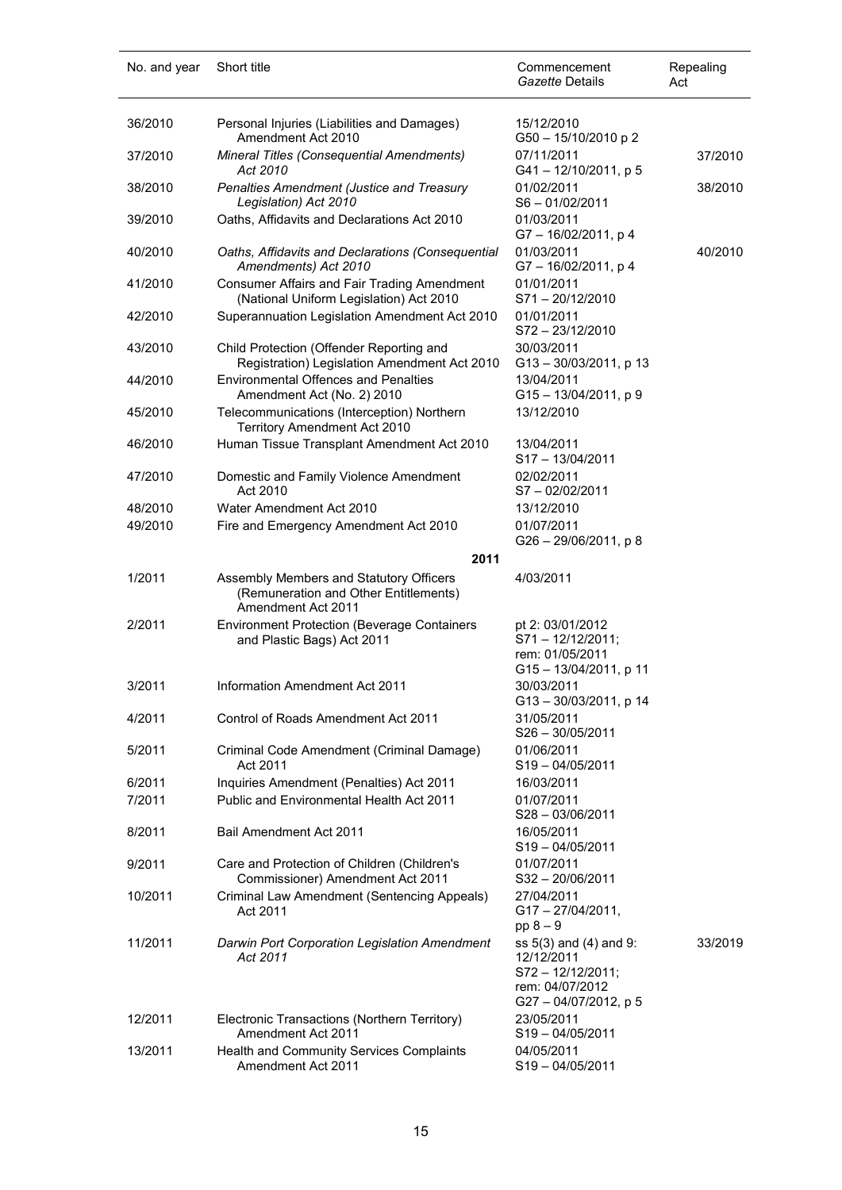| No. and year | Short title | Commencement *Gazette* Details | Repealing Act |
|---|---|---|---|
| 36/2010 | Personal Injuries (Liabilities and Damages) Amendment Act 2010 | 15/12/2010 G50 – 15/10/2010 p 2 | |
| 37/2010 | *Mineral Titles (Consequential Amendments) Act 2010* | 07/11/2011 G41 – 12/10/2011, p 5 | 37/2010 |
| 38/2010 | *Penalties Amendment (Justice and Treasury Legislation) Act 2010* | 01/02/2011 S6 – 01/02/2011 | 38/2010 |
| 39/2010 | Oaths, Affidavits and Declarations Act 2010 | 01/03/2011 G7 – 16/02/2011, p 4 | |
| 40/2010 | *Oaths, Affidavits and Declarations (Consequential Amendments) Act 2010* | 01/03/2011 G7 – 16/02/2011, p 4 | 40/2010 |
| 41/2010 | Consumer Affairs and Fair Trading Amendment (National Uniform Legislation) Act 2010 | 01/01/2011 S71 – 20/12/2010 | |
| 42/2010 | Superannuation Legislation Amendment Act 2010 | 01/01/2011 S72 – 23/12/2010 | |
| 43/2010 | Child Protection (Offender Reporting and Registration) Legislation Amendment Act 2010 | 30/03/2011 G13 – 30/03/2011, p 13 | |
| 44/2010 | Environmental Offences and Penalties Amendment Act (No. 2) 2010 | 13/04/2011 G15 – 13/04/2011, p 9 | |
| 45/2010 | Telecommunications (Interception) Northern Territory Amendment Act 2010 | 13/12/2010 | |
| 46/2010 | Human Tissue Transplant Amendment Act 2010 | 13/04/2011 S17 – 13/04/2011 | |
| 47/2010 | Domestic and Family Violence Amendment Act 2010 | 02/02/2011 S7 – 02/02/2011 | |
| 48/2010 | Water Amendment Act 2010 | 13/12/2010 | |
| 49/2010 | Fire and Emergency Amendment Act 2010 | 01/07/2011 G26 – 29/06/2011, p 8 | |
| | **2011** | | |
| 1/2011 | Assembly Members and Statutory Officers (Remuneration and Other Entitlements) Amendment Act 2011 | 4/03/2011 | |
| 2/2011 | Environment Protection (Beverage Containers and Plastic Bags) Act 2011 | pt 2: 03/01/2012 S71 – 12/12/2011; rem: 01/05/2011 G15 – 13/04/2011, p 11 | |
| 3/2011 | Information Amendment Act 2011 | 30/03/2011 G13 – 30/03/2011, p 14 | |
| 4/2011 | Control of Roads Amendment Act 2011 | 31/05/2011 S26 – 30/05/2011 | |
| 5/2011 | Criminal Code Amendment (Criminal Damage) Act 2011 | 01/06/2011 S19 – 04/05/2011 | |
| 6/2011 | Inquiries Amendment (Penalties) Act 2011 | 16/03/2011 | |
| 7/2011 | Public and Environmental Health Act 2011 | 01/07/2011 S28 – 03/06/2011 | |
| 8/2011 | Bail Amendment Act 2011 | 16/05/2011 S19 – 04/05/2011 | |
| 9/2011 | Care and Protection of Children (Children's Commissioner) Amendment Act 2011 | 01/07/2011 S32 – 20/06/2011 | |
| 10/2011 | Criminal Law Amendment (Sentencing Appeals) Act 2011 | 27/04/2011 G17 – 27/04/2011, pp 8 – 9 | |
| 11/2011 | *Darwin Port Corporation Legislation Amendment Act 2011* | ss 5(3) and (4) and 9: 12/12/2011 S72 – 12/12/2011; rem: 04/07/2012 G27 – 04/07/2012, p 5 | 33/2019 |
| 12/2011 | Electronic Transactions (Northern Territory) Amendment Act 2011 | 23/05/2011 S19 – 04/05/2011 | |
| 13/2011 | Health and Community Services Complaints Amendment Act 2011 | 04/05/2011 S19 – 04/05/2011 | |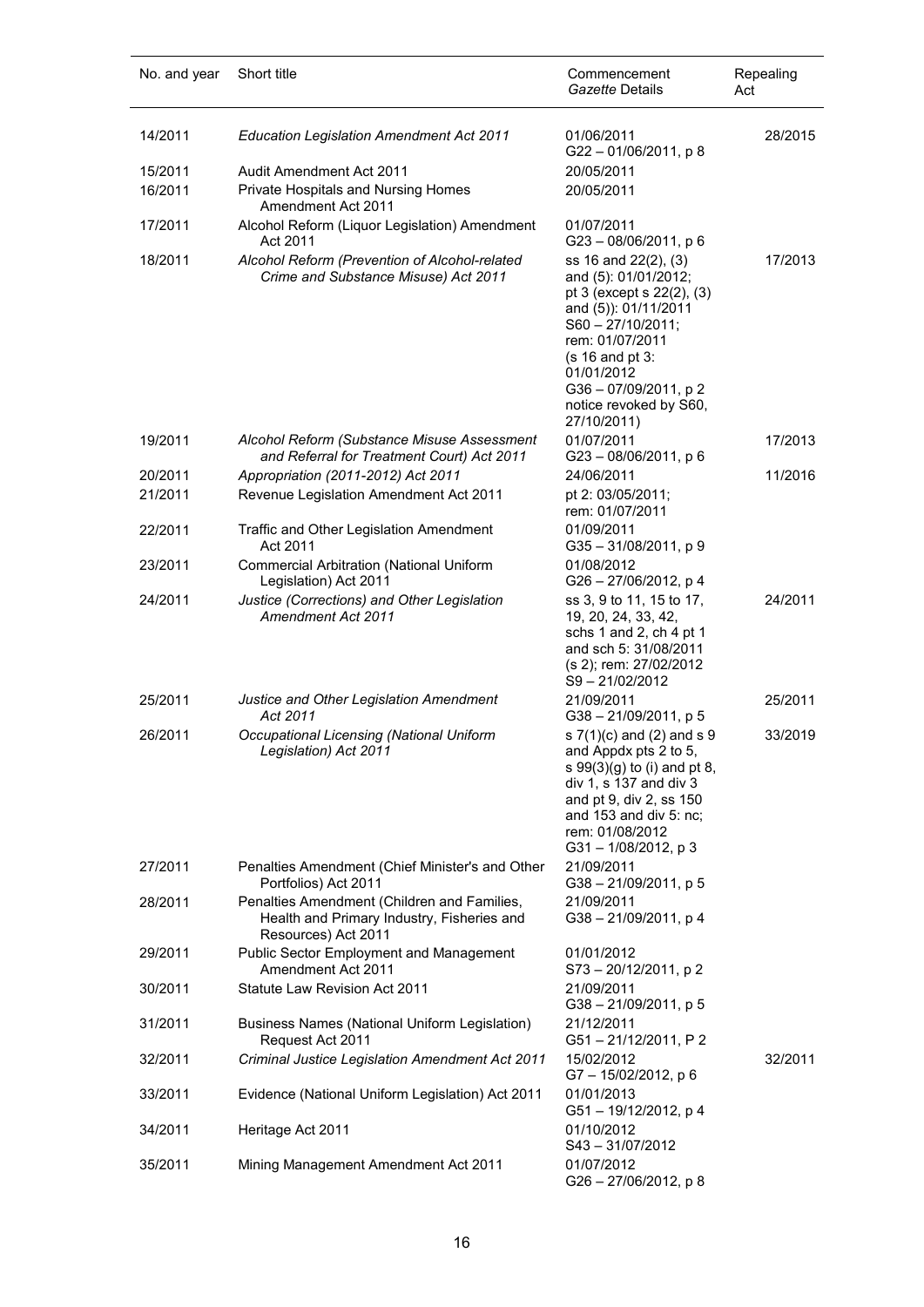| No. and year | Short title | Commencement *Gazette* Details | Repealing Act |
|---|---|---|---|
| 14/2011 | *Education Legislation Amendment Act 2011* | 01/06/2011 G22 – 01/06/2011, p 8 | 28/2015 |
| 15/2011 | Audit Amendment Act 2011 | 20/05/2011 | |
| 16/2011 | Private Hospitals and Nursing Homes Amendment Act 2011 | 20/05/2011 | |
| 17/2011 | Alcohol Reform (Liquor Legislation) Amendment Act 2011 | 01/07/2011 G23 – 08/06/2011, p 6 | |
| 18/2011 | *Alcohol Reform (Prevention of Alcohol-related Crime and Substance Misuse) Act 2011* | ss 16 and 22(2), (3) and (5): 01/01/2012; pt 3 (except s 22(2), (3) and (5)): 01/11/2011 S60 – 27/10/2011; rem: 01/07/2011 (s 16 and pt 3: 01/01/2012 G36 – 07/09/2011, p 2 notice revoked by S60, 27/10/2011) | 17/2013 |
| 19/2011 | *Alcohol Reform (Substance Misuse Assessment and Referral for Treatment Court) Act 2011* | 01/07/2011 G23 – 08/06/2011, p 6 | 17/2013 |
| 20/2011 | *Appropriation (2011-2012) Act 2011* | 24/06/2011 | 11/2016 |
| 21/2011 | Revenue Legislation Amendment Act 2011 | pt 2: 03/05/2011; rem: 01/07/2011 | |
| 22/2011 | Traffic and Other Legislation Amendment Act 2011 | 01/09/2011 G35 – 31/08/2011, p 9 | |
| 23/2011 | Commercial Arbitration (National Uniform Legislation) Act 2011 | 01/08/2012 G26 – 27/06/2012, p 4 | |
| 24/2011 | *Justice (Corrections) and Other Legislation Amendment Act 2011* | ss 3, 9 to 11, 15 to 17, 19, 20, 24, 33, 42, schs 1 and 2, ch 4 pt 1 and sch 5: 31/08/2011 (s 2); rem: 27/02/2012 S9 – 21/02/2012 | 24/2011 |
| 25/2011 | *Justice and Other Legislation Amendment Act 2011* | 21/09/2011 G38 – 21/09/2011, p 5 | 25/2011 |
| 26/2011 | *Occupational Licensing (National Uniform Legislation) Act 2011* | s 7(1)(c) and (2) and s 9 and Appdx pts 2 to 5, s 99(3)(g) to (i) and pt 8, div 1, s 137 and div 3 and pt 9, div 2, ss 150 and 153 and div 5: nc; rem: 01/08/2012 G31 – 1/08/2012, p 3 | 33/2019 |
| 27/2011 | Penalties Amendment (Chief Minister's and Other Portfolios) Act 2011 | 21/09/2011 G38 – 21/09/2011, p 5 | |
| 28/2011 | Penalties Amendment (Children and Families, Health and Primary Industry, Fisheries and Resources) Act 2011 | 21/09/2011 G38 – 21/09/2011, p 4 | |
| 29/2011 | Public Sector Employment and Management Amendment Act 2011 | 01/01/2012 S73 – 20/12/2011, p 2 | |
| 30/2011 | Statute Law Revision Act 2011 | 21/09/2011 G38 – 21/09/2011, p 5 | |
| 31/2011 | Business Names (National Uniform Legislation) Request Act 2011 | 21/12/2011 G51 – 21/12/2011, P 2 | |
| 32/2011 | *Criminal Justice Legislation Amendment Act 2011* | 15/02/2012 G7 – 15/02/2012, p 6 | 32/2011 |
| 33/2011 | Evidence (National Uniform Legislation) Act 2011 | 01/01/2013 G51 – 19/12/2012, p 4 | |
| 34/2011 | Heritage Act 2011 | 01/10/2012 S43 – 31/07/2012 | |
| 35/2011 | Mining Management Amendment Act 2011 | 01/07/2012 G26 – 27/06/2012, p 8 | |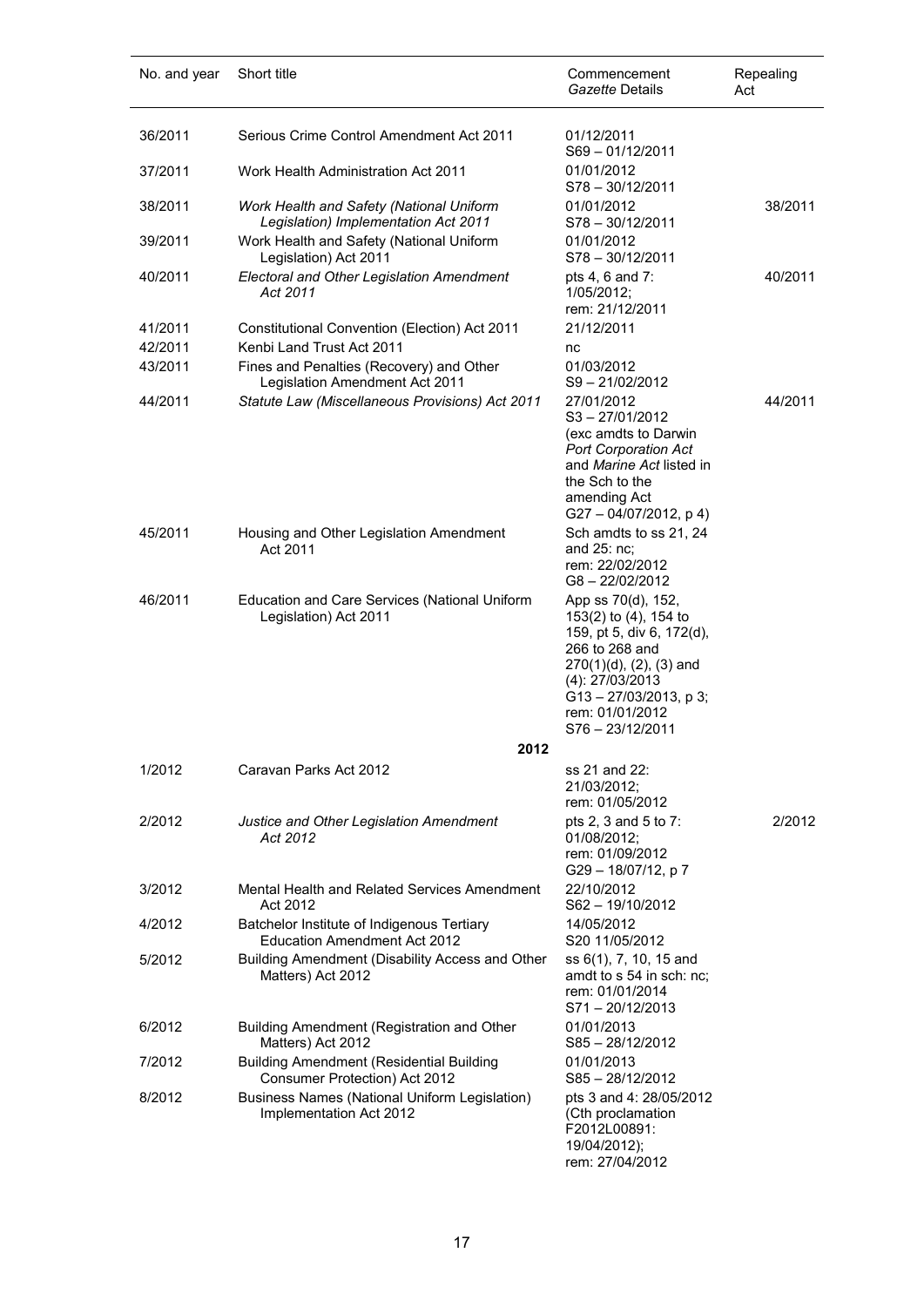| No. and year | Short title | Commencement *Gazette* Details | Repealing Act |
|---|---|---|---|
| 36/2011 | Serious Crime Control Amendment Act 2011 | 01/12/2011 S69 – 01/12/2011 | |
| 37/2011 | Work Health Administration Act 2011 | 01/01/2012 S78 – 30/12/2011 | |
| 38/2011 | *Work Health and Safety (National Uniform Legislation) Implementation Act 2011* | 01/01/2012 S78 – 30/12/2011 | 38/2011 |
| 39/2011 | Work Health and Safety (National Uniform Legislation) Act 2011 | 01/01/2012 S78 – 30/12/2011 | |
| 40/2011 | *Electoral and Other Legislation Amendment Act 2011* | pts 4, 6 and 7: 1/05/2012; rem: 21/12/2011 | 40/2011 |
| 41/2011 | Constitutional Convention (Election) Act 2011 | 21/12/2011 | |
| 42/2011 | Kenbi Land Trust Act 2011 | nc | |
| 43/2011 | Fines and Penalties (Recovery) and Other Legislation Amendment Act 2011 | 01/03/2012 S9 – 21/02/2012 | |
| 44/2011 | *Statute Law (Miscellaneous Provisions) Act 2011* | 27/01/2012 S3 – 27/01/2012 (exc amdts to Darwin *Port Corporation Act* and *Marine Act* listed in the Sch to the amending Act G27 – 04/07/2012, p 4) | 44/2011 |
| 45/2011 | Housing and Other Legislation Amendment Act 2011 | Sch amdts to ss 21, 24 and 25: nc; rem: 22/02/2012 G8 – 22/02/2012 | |
| 46/2011 | Education and Care Services (National Uniform Legislation) Act 2011 | App ss 70(d), 152, 153(2) to (4), 154 to 159, pt 5, div 6, 172(d), 266 to 268 and 270(1)(d), (2), (3) and (4): 27/03/2013 G13 – 27/03/2013, p 3; rem: 01/01/2012 S76 – 23/12/2011 | |
| | **2012** | | |
| 1/2012 | Caravan Parks Act 2012 | ss 21 and 22: 21/03/2012; rem: 01/05/2012 | |
| 2/2012 | *Justice and Other Legislation Amendment Act 2012* | pts 2, 3 and 5 to 7: 01/08/2012; rem: 01/09/2012 G29 – 18/07/12, p 7 | 2/2012 |
| 3/2012 | Mental Health and Related Services Amendment Act 2012 | 22/10/2012 S62 – 19/10/2012 | |
| 4/2012 | Batchelor Institute of Indigenous Tertiary Education Amendment Act 2012 | 14/05/2012 S20 11/05/2012 | |
| 5/2012 | Building Amendment (Disability Access and Other Matters) Act 2012 | ss 6(1), 7, 10, 15 and amdt to s 54 in sch: nc; rem: 01/01/2014 S71 – 20/12/2013 | |
| 6/2012 | Building Amendment (Registration and Other Matters) Act 2012 | 01/01/2013 S85 – 28/12/2012 | |
| 7/2012 | Building Amendment (Residential Building Consumer Protection) Act 2012 | 01/01/2013 S85 – 28/12/2012 | |
| 8/2012 | Business Names (National Uniform Legislation) Implementation Act 2012 | pts 3 and 4: 28/05/2012 (Cth proclamation F2012L00891: 19/04/2012); rem: 27/04/2012 | |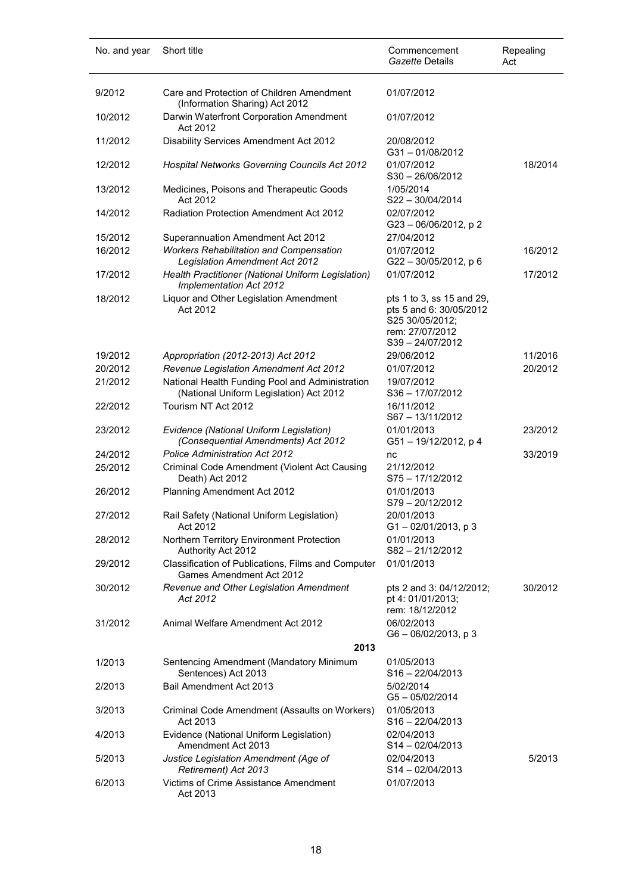| No. and year | Short title | Commencement *Gazette* Details | Repealing Act |
|---|---|---|---|
| 9/2012 | Care and Protection of Children Amendment (Information Sharing) Act 2012 | 01/07/2012 | |
| 10/2012 | Darwin Waterfront Corporation Amendment Act 2012 | 01/07/2012 | |
| 11/2012 | Disability Services Amendment Act 2012 | 20/08/2012 G31 – 01/08/2012 | |
| 12/2012 | *Hospital Networks Governing Councils Act 2012* | 01/07/2012 S30 – 26/06/2012 | 18/2014 |
| 13/2012 | Medicines, Poisons and Therapeutic Goods Act 2012 | 1/05/2014 S22 – 30/04/2014 | |
| 14/2012 | Radiation Protection Amendment Act 2012 | 02/07/2012 G23 – 06/06/2012, p 2 | |
| 15/2012 | Superannuation Amendment Act 2012 | 27/04/2012 | |
| 16/2012 | *Workers Rehabilitation and Compensation Legislation Amendment Act 2012* | 01/07/2012 G22 – 30/05/2012, p 6 | 16/2012 |
| 17/2012 | *Health Practitioner (National Uniform Legislation) Implementation Act 2012* | 01/07/2012 | 17/2012 |
| 18/2012 | Liquor and Other Legislation Amendment Act 2012 | pts 1 to 3, ss 15 and 29, pts 5 and 6: 30/05/2012 S25 30/05/2012; rem: 27/07/2012 S39 – 24/07/2012 | |
| 19/2012 | *Appropriation (2012-2013) Act 2012* | 29/06/2012 | 11/2016 |
| 20/2012 | *Revenue Legislation Amendment Act 2012* | 01/07/2012 | 20/2012 |
| 21/2012 | National Health Funding Pool and Administration (National Uniform Legislation) Act 2012 | 19/07/2012 S36 – 17/07/2012 | |
| 22/2012 | Tourism NT Act 2012 | 16/11/2012 S67 – 13/11/2012 | |
| 23/2012 | *Evidence (National Uniform Legislation) (Consequential Amendments) Act 2012* | 01/01/2013 G51 – 19/12/2012, p 4 | 23/2012 |
| 24/2012 | *Police Administration Act 2012* | nc | 33/2019 |
| 25/2012 | Criminal Code Amendment (Violent Act Causing Death) Act 2012 | 21/12/2012 S75 – 17/12/2012 | |
| 26/2012 | Planning Amendment Act 2012 | 01/01/2013 S79 – 20/12/2012 | |
| 27/2012 | Rail Safety (National Uniform Legislation) Act 2012 | 20/01/2013 G1 – 02/01/2013, p 3 | |
| 28/2012 | Northern Territory Environment Protection Authority Act 2012 | 01/01/2013 S82 – 21/12/2012 | |
| 29/2012 | Classification of Publications, Films and Computer Games Amendment Act 2012 | 01/01/2013 | |
| 30/2012 | *Revenue and Other Legislation Amendment Act 2012* | pts 2 and 3: 04/12/2012; pt 4: 01/01/2013; rem: 18/12/2012 | 30/2012 |
| 31/2012 | Animal Welfare Amendment Act 2012 | 06/02/2013 G6 – 06/02/2013, p 3 | |
| | **2013** | | |
| 1/2013 | Sentencing Amendment (Mandatory Minimum Sentences) Act 2013 | 01/05/2013 S16 – 22/04/2013 | |
| 2/2013 | Bail Amendment Act 2013 | 5/02/2014 G5 – 05/02/2014 | |
| 3/2013 | Criminal Code Amendment (Assaults on Workers) Act 2013 | 01/05/2013 S16 – 22/04/2013 | |
| 4/2013 | Evidence (National Uniform Legislation) Amendment Act 2013 | 02/04/2013 S14 – 02/04/2013 | |
| 5/2013 | *Justice Legislation Amendment (Age of Retirement) Act 2013* | 02/04/2013 S14 – 02/04/2013 | 5/2013 |
| 6/2013 | Victims of Crime Assistance Amendment Act 2013 | 01/07/2013 | |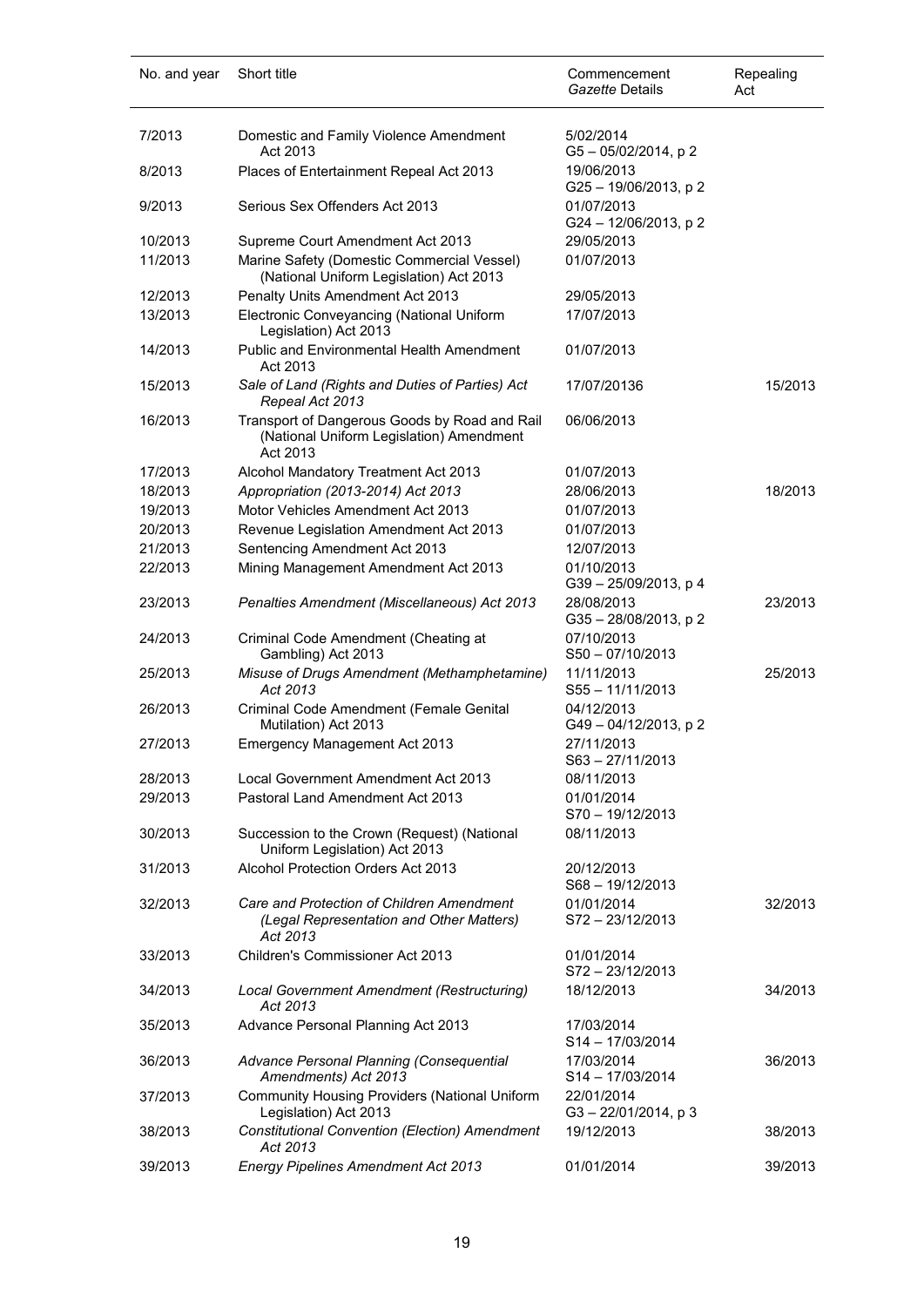| No. and year | Short title | Commencement *Gazette* Details | Repealing Act |
|---|---|---|---|
| 7/2013 | Domestic and Family Violence Amendment Act 2013 | 5/02/2014 G5 – 05/02/2014, p 2 | |
| 8/2013 | Places of Entertainment Repeal Act 2013 | 19/06/2013 G25 – 19/06/2013, p 2 | |
| 9/2013 | Serious Sex Offenders Act 2013 | 01/07/2013 G24 – 12/06/2013, p 2 | |
| 10/2013 | Supreme Court Amendment Act 2013 | 29/05/2013 | |
| 11/2013 | Marine Safety (Domestic Commercial Vessel) (National Uniform Legislation) Act 2013 | 01/07/2013 | |
| 12/2013 | Penalty Units Amendment Act 2013 | 29/05/2013 | |
| 13/2013 | Electronic Conveyancing (National Uniform Legislation) Act 2013 | 17/07/2013 | |
| 14/2013 | Public and Environmental Health Amendment Act 2013 | 01/07/2013 | |
| 15/2013 | *Sale of Land (Rights and Duties of Parties) Act Repeal Act 2013* | 17/07/20136 | 15/2013 |
| 16/2013 | Transport of Dangerous Goods by Road and Rail (National Uniform Legislation) Amendment Act 2013 | 06/06/2013 | |
| 17/2013 | Alcohol Mandatory Treatment Act 2013 | 01/07/2013 | |
| 18/2013 | *Appropriation (2013-2014) Act 2013* | 28/06/2013 | 18/2013 |
| 19/2013 | Motor Vehicles Amendment Act 2013 | 01/07/2013 | |
| 20/2013 | Revenue Legislation Amendment Act 2013 | 01/07/2013 | |
| 21/2013 | Sentencing Amendment Act 2013 | 12/07/2013 | |
| 22/2013 | Mining Management Amendment Act 2013 | 01/10/2013 G39 – 25/09/2013, p 4 | |
| 23/2013 | *Penalties Amendment (Miscellaneous) Act 2013* | 28/08/2013 G35 – 28/08/2013, p 2 | 23/2013 |
| 24/2013 | Criminal Code Amendment (Cheating at Gambling) Act 2013 | 07/10/2013 S50 – 07/10/2013 | |
| 25/2013 | *Misuse of Drugs Amendment (Methamphetamine) Act 2013* | 11/11/2013 S55 – 11/11/2013 | 25/2013 |
| 26/2013 | Criminal Code Amendment (Female Genital Mutilation) Act 2013 | 04/12/2013 G49 – 04/12/2013, p 2 | |
| 27/2013 | Emergency Management Act 2013 | 27/11/2013 S63 – 27/11/2013 | |
| 28/2013 | Local Government Amendment Act 2013 | 08/11/2013 | |
| 29/2013 | Pastoral Land Amendment Act 2013 | 01/01/2014 S70 – 19/12/2013 | |
| 30/2013 | Succession to the Crown (Request) (National Uniform Legislation) Act 2013 | 08/11/2013 | |
| 31/2013 | Alcohol Protection Orders Act 2013 | 20/12/2013 S68 – 19/12/2013 | |
| 32/2013 | *Care and Protection of Children Amendment (Legal Representation and Other Matters) Act 2013* | 01/01/2014 S72 – 23/12/2013 | 32/2013 |
| 33/2013 | Children's Commissioner Act 2013 | 01/01/2014 S72 – 23/12/2013 | |
| 34/2013 | *Local Government Amendment (Restructuring) Act 2013* | 18/12/2013 | 34/2013 |
| 35/2013 | Advance Personal Planning Act 2013 | 17/03/2014 S14 – 17/03/2014 | |
| 36/2013 | *Advance Personal Planning (Consequential Amendments) Act 2013* | 17/03/2014 S14 – 17/03/2014 | 36/2013 |
| 37/2013 | Community Housing Providers (National Uniform Legislation) Act 2013 | 22/01/2014 G3 – 22/01/2014, p 3 | |
| 38/2013 | *Constitutional Convention (Election) Amendment Act 2013* | 19/12/2013 | 38/2013 |
| 39/2013 | *Energy Pipelines Amendment Act 2013* | 01/01/2014 | 39/2013 |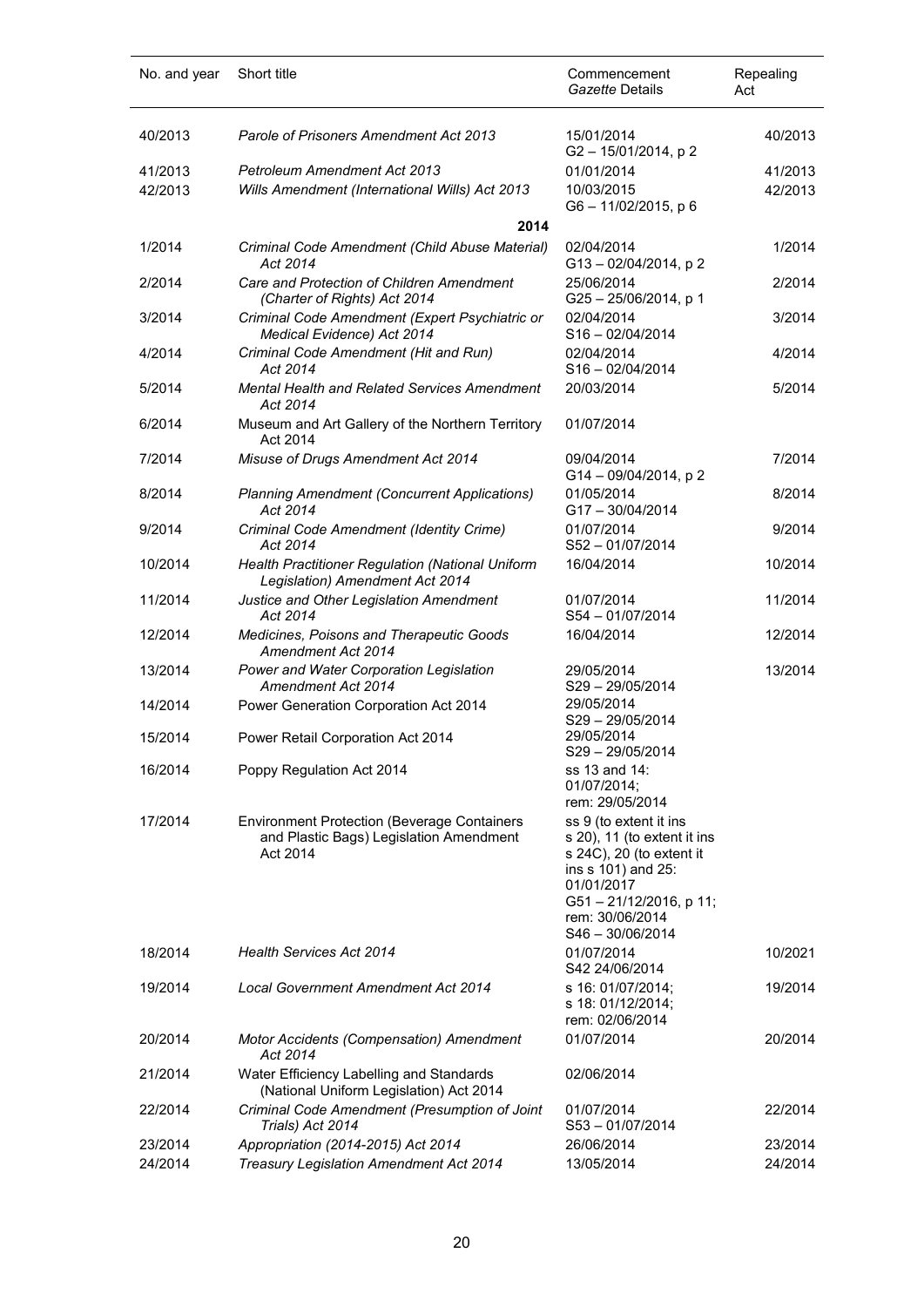| No. and year | Short title | Commencement *Gazette* Details | Repealing Act |
|---|---|---|---|
| 40/2013 | *Parole of Prisoners Amendment Act 2013* | 15/01/2014 G2 – 15/01/2014, p 2 | 40/2013 |
| 41/2013 | *Petroleum Amendment Act 2013* | 01/01/2014 | 41/2013 |
| 42/2013 | *Wills Amendment (International Wills) Act 2013* | 10/03/2015 G6 – 11/02/2015, p 6 | 42/2013 |
| | **2014** | | |
| 1/2014 | *Criminal Code Amendment (Child Abuse Material) Act 2014* | 02/04/2014 G13 – 02/04/2014, p 2 | 1/2014 |
| 2/2014 | *Care and Protection of Children Amendment (Charter of Rights) Act 2014* | 25/06/2014 G25 – 25/06/2014, p 1 | 2/2014 |
| 3/2014 | *Criminal Code Amendment (Expert Psychiatric or Medical Evidence) Act 2014* | 02/04/2014 S16 – 02/04/2014 | 3/2014 |
| 4/2014 | *Criminal Code Amendment (Hit and Run) Act 2014* | 02/04/2014 S16 – 02/04/2014 | 4/2014 |
| 5/2014 | *Mental Health and Related Services Amendment Act 2014* | 20/03/2014 | 5/2014 |
| 6/2014 | Museum and Art Gallery of the Northern Territory Act 2014 | 01/07/2014 | |
| 7/2014 | *Misuse of Drugs Amendment Act 2014* | 09/04/2014 G14 – 09/04/2014, p 2 | 7/2014 |
| 8/2014 | *Planning Amendment (Concurrent Applications) Act 2014* | 01/05/2014 G17 – 30/04/2014 | 8/2014 |
| 9/2014 | *Criminal Code Amendment (Identity Crime) Act 2014* | 01/07/2014 S52 – 01/07/2014 | 9/2014 |
| 10/2014 | *Health Practitioner Regulation (National Uniform Legislation) Amendment Act 2014* | 16/04/2014 | 10/2014 |
| 11/2014 | *Justice and Other Legislation Amendment Act 2014* | 01/07/2014 S54 – 01/07/2014 | 11/2014 |
| 12/2014 | *Medicines, Poisons and Therapeutic Goods Amendment Act 2014* | 16/04/2014 | 12/2014 |
| 13/2014 | *Power and Water Corporation Legislation Amendment Act 2014* | 29/05/2014 S29 – 29/05/2014 | 13/2014 |
| 14/2014 | Power Generation Corporation Act 2014 | 29/05/2014 S29 – 29/05/2014 | |
| 15/2014 | Power Retail Corporation Act 2014 | 29/05/2014 S29 – 29/05/2014 | |
| 16/2014 | Poppy Regulation Act 2014 | ss 13 and 14: 01/07/2014; rem: 29/05/2014 | |
| 17/2014 | Environment Protection (Beverage Containers and Plastic Bags) Legislation Amendment Act 2014 | ss 9 (to extent it ins s 20), 11 (to extent it ins s 24C), 20 (to extent it ins s 101) and 25: 01/01/2017 G51 – 21/12/2016, p 11; rem: 30/06/2014 S46 – 30/06/2014 | |
| 18/2014 | *Health Services Act 2014* | 01/07/2014 S42 24/06/2014 | 10/2021 |
| 19/2014 | *Local Government Amendment Act 2014* | s 16: 01/07/2014; s 18: 01/12/2014; rem: 02/06/2014 | 19/2014 |
| 20/2014 | *Motor Accidents (Compensation) Amendment Act 2014* | 01/07/2014 | 20/2014 |
| 21/2014 | Water Efficiency Labelling and Standards (National Uniform Legislation) Act 2014 | 02/06/2014 | |
| 22/2014 | *Criminal Code Amendment (Presumption of Joint Trials) Act 2014* | 01/07/2014 S53 – 01/07/2014 | 22/2014 |
| 23/2014 | *Appropriation (2014-2015) Act 2014* | 26/06/2014 | 23/2014 |
| 24/2014 | *Treasury Legislation Amendment Act 2014* | 13/05/2014 | 24/2014 |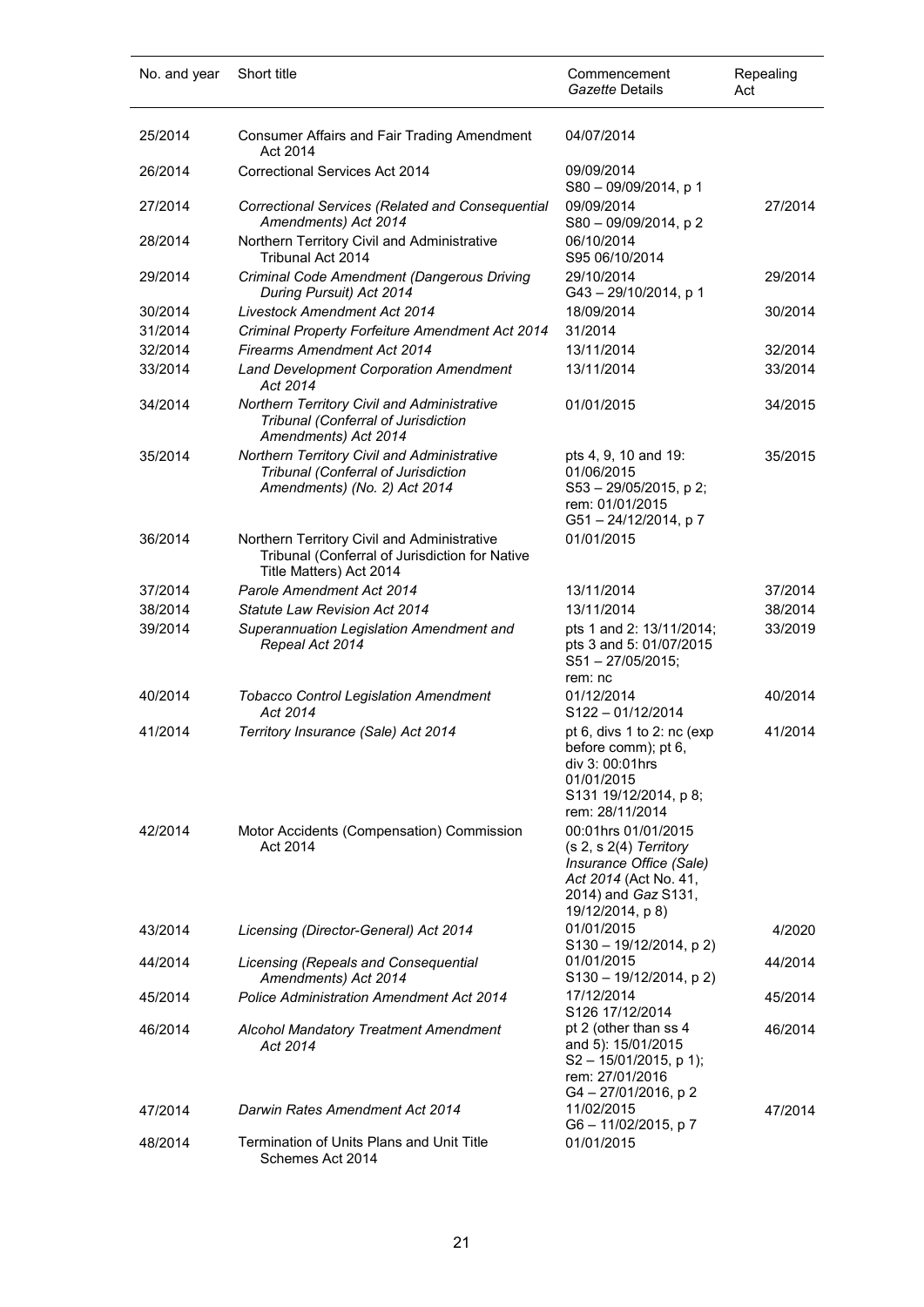| No. and year | Short title | Commencement *Gazette* Details | Repealing Act |
|---|---|---|---|
| 25/2014 | Consumer Affairs and Fair Trading Amendment Act 2014 | 04/07/2014 | |
| 26/2014 | Correctional Services Act 2014 | 09/09/2014 S80 – 09/09/2014, p 1 | |
| 27/2014 | *Correctional Services (Related and Consequential Amendments) Act 2014* | 09/09/2014 S80 – 09/09/2014, p 2 | 27/2014 |
| 28/2014 | Northern Territory Civil and Administrative Tribunal Act 2014 | 06/10/2014 S95 06/10/2014 | |
| 29/2014 | *Criminal Code Amendment (Dangerous Driving During Pursuit) Act 2014* | 29/10/2014 G43 – 29/10/2014, p 1 | 29/2014 |
| 30/2014 | *Livestock Amendment Act 2014* | 18/09/2014 | 30/2014 |
| 31/2014 | *Criminal Property Forfeiture Amendment Act 2014* | 31/2014 | |
| 32/2014 | *Firearms Amendment Act 2014* | 13/11/2014 | 32/2014 |
| 33/2014 | *Land Development Corporation Amendment Act 2014* | 13/11/2014 | 33/2014 |
| 34/2014 | *Northern Territory Civil and Administrative Tribunal (Conferral of Jurisdiction Amendments) Act 2014* | 01/01/2015 | 34/2015 |
| 35/2014 | *Northern Territory Civil and Administrative Tribunal (Conferral of Jurisdiction Amendments) (No. 2) Act 2014* | pts 4, 9, 10 and 19: 01/06/2015 S53 – 29/05/2015, p 2; rem: 01/01/2015 G51 – 24/12/2014, p 7 | 35/2015 |
| 36/2014 | Northern Territory Civil and Administrative Tribunal (Conferral of Jurisdiction for Native Title Matters) Act 2014 | 01/01/2015 | |
| 37/2014 | *Parole Amendment Act 2014* | 13/11/2014 | 37/2014 |
| 38/2014 | *Statute Law Revision Act 2014* | 13/11/2014 | 38/2014 |
| 39/2014 | *Superannuation Legislation Amendment and Repeal Act 2014* | pts 1 and 2: 13/11/2014; pts 3 and 5: 01/07/2015 S51 – 27/05/2015; rem: nc | 33/2019 |
| 40/2014 | *Tobacco Control Legislation Amendment Act 2014* | 01/12/2014 S122 – 01/12/2014 | 40/2014 |
| 41/2014 | *Territory Insurance (Sale) Act 2014* | pt 6, divs 1 to 2: nc (exp before comm); pt 6, div 3: 00:01hrs 01/01/2015 S131 19/12/2014, p 8; rem: 28/11/2014 | 41/2014 |
| 42/2014 | Motor Accidents (Compensation) Commission Act 2014 | 00:01hrs 01/01/2015 (s 2, s 2(4) *Territory Insurance Office (Sale) Act 2014* (Act No. 41, 2014) and *Gaz* S131, 19/12/2014, p 8) | |
| 43/2014 | *Licensing (Director-General) Act 2014* | 01/01/2015 S130 – 19/12/2014, p 2) | 4/2020 |
| 44/2014 | *Licensing (Repeals and Consequential Amendments) Act 2014* | 01/01/2015 S130 – 19/12/2014, p 2) | 44/2014 |
| 45/2014 | *Police Administration Amendment Act 2014* | 17/12/2014 S126 17/12/2014 | 45/2014 |
| 46/2014 | *Alcohol Mandatory Treatment Amendment Act 2014* | pt 2 (other than ss 4 and 5): 15/01/2015 S2 – 15/01/2015, p 1); rem: 27/01/2016 G4 – 27/01/2016, p 2 | 46/2014 |
| 47/2014 | *Darwin Rates Amendment Act 2014* | 11/02/2015 G6 – 11/02/2015, p 7 | 47/2014 |
| 48/2014 | Termination of Units Plans and Unit Title Schemes Act 2014 | 01/01/2015 | |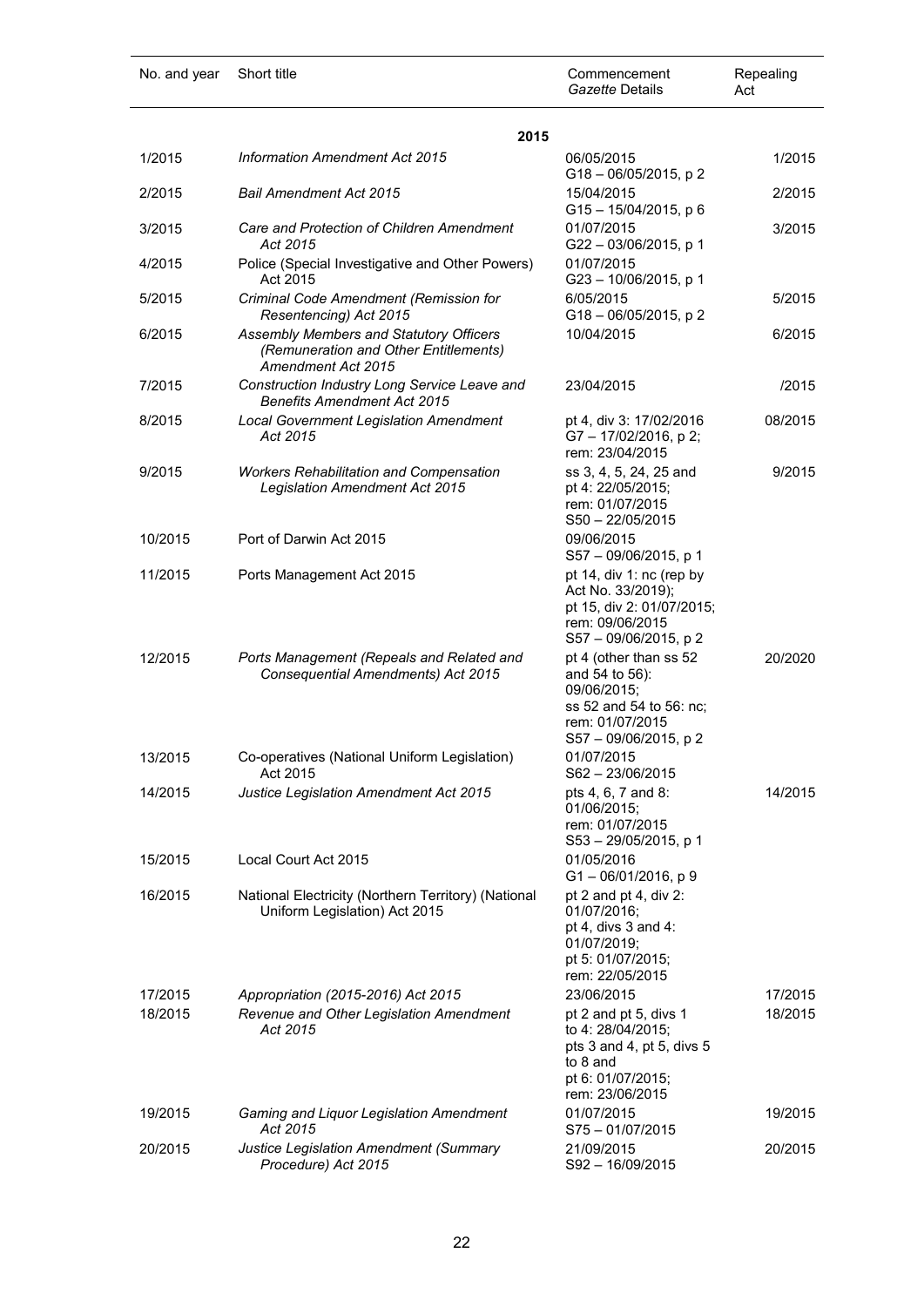| No. and year | Short title | Commencement *Gazette* Details | Repealing Act |
|---|---|---|---|
| | **2015** | | |
| 1/2015 | *Information Amendment Act 2015* | 06/05/2015<br>G18 – 06/05/2015, p 2 | 1/2015 |
| 2/2015 | *Bail Amendment Act 2015* | 15/04/2015<br>G15 – 15/04/2015, p 6 | 2/2015 |
| 3/2015 | *Care and Protection of Children Amendment Act 2015* | 01/07/2015<br>G22 – 03/06/2015, p 1 | 3/2015 |
| 4/2015 | Police (Special Investigative and Other Powers) Act 2015 | 01/07/2015<br>G23 – 10/06/2015, p 1 | |
| 5/2015 | *Criminal Code Amendment (Remission for Resentencing) Act 2015* | 6/05/2015<br>G18 – 06/05/2015, p 2 | 5/2015 |
| 6/2015 | *Assembly Members and Statutory Officers (Remuneration and Other Entitlements) Amendment Act 2015* | 10/04/2015 | 6/2015 |
| 7/2015 | *Construction Industry Long Service Leave and Benefits Amendment Act 2015* | 23/04/2015 | /2015 |
| 8/2015 | *Local Government Legislation Amendment Act 2015* | pt 4, div 3: 17/02/2016<br>G7 – 17/02/2016, p 2;<br>rem: 23/04/2015 | 08/2015 |
| 9/2015 | *Workers Rehabilitation and Compensation Legislation Amendment Act 2015* | ss 3, 4, 5, 24, 25 and pt 4: 22/05/2015;<br>rem: 01/07/2015<br>S50 – 22/05/2015 | 9/2015 |
| 10/2015 | Port of Darwin Act 2015 | 09/06/2015<br>S57 – 09/06/2015, p 1 | |
| 11/2015 | Ports Management Act 2015 | pt 14, div 1: nc (rep by Act No. 33/2019);<br>pt 15, div 2: 01/07/2015;<br>rem: 09/06/2015<br>S57 – 09/06/2015, p 2 | |
| 12/2015 | *Ports Management (Repeals and Related and Consequential Amendments) Act 2015* | pt 4 (other than ss 52 and 54 to 56): 09/06/2015;<br>ss 52 and 54 to 56: nc;<br>rem: 01/07/2015<br>S57 – 09/06/2015, p 2 | 20/2020 |
| 13/2015 | Co-operatives (National Uniform Legislation) Act 2015 | 01/07/2015<br>S62 – 23/06/2015 | |
| 14/2015 | *Justice Legislation Amendment Act 2015* | pts 4, 6, 7 and 8: 01/06/2015;<br>rem: 01/07/2015<br>S53 – 29/05/2015, p 1 | 14/2015 |
| 15/2015 | Local Court Act 2015 | 01/05/2016<br>G1 – 06/01/2016, p 9 | |
| 16/2015 | National Electricity (Northern Territory) (National Uniform Legislation) Act 2015 | pt 2 and pt 4, div 2: 01/07/2016;<br>pt 4, divs 3 and 4: 01/07/2019;<br>pt 5: 01/07/2015;<br>rem: 22/05/2015 | |
| 17/2015 | *Appropriation (2015-2016) Act 2015* | 23/06/2015 | 17/2015 |
| 18/2015 | *Revenue and Other Legislation Amendment Act 2015* | pt 2 and pt 5, divs 1 to 4: 28/04/2015;<br>pts 3 and 4, pt 5, divs 5 to 8 and<br>pt 6: 01/07/2015;<br>rem: 23/06/2015 | 18/2015 |
| 19/2015 | *Gaming and Liquor Legislation Amendment Act 2015* | 01/07/2015<br>S75 – 01/07/2015 | 19/2015 |
| 20/2015 | *Justice Legislation Amendment (Summary Procedure) Act 2015* | 21/09/2015<br>S92 – 16/09/2015 | 20/2015 |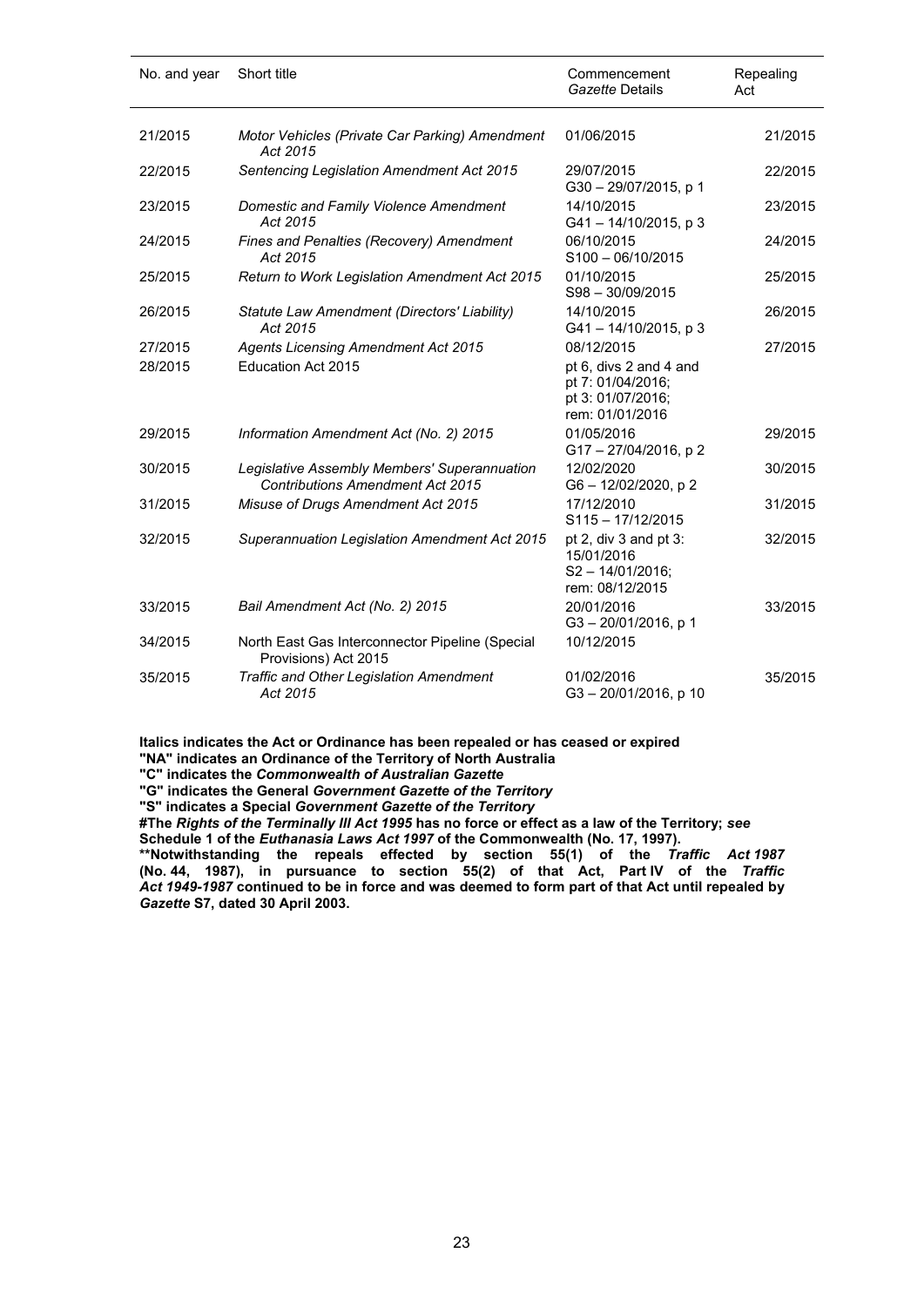| No. and year | Short title | Commencement *Gazette* Details | Repealing Act |
|---|---|---|---|
| 21/2015 | *Motor Vehicles (Private Car Parking) Amendment Act 2015* | 01/06/2015 | 21/2015 |
| 22/2015 | *Sentencing Legislation Amendment Act 2015* | 29/07/2015<br>G30 – 29/07/2015, p 1 | 22/2015 |
| 23/2015 | *Domestic and Family Violence Amendment Act 2015* | 14/10/2015<br>G41 – 14/10/2015, p 3 | 23/2015 |
| 24/2015 | *Fines and Penalties (Recovery) Amendment Act 2015* | 06/10/2015<br>S100 – 06/10/2015 | 24/2015 |
| 25/2015 | *Return to Work Legislation Amendment Act 2015* | 01/10/2015<br>S98 – 30/09/2015 | 25/2015 |
| 26/2015 | *Statute Law Amendment (Directors' Liability) Act 2015* | 14/10/2015<br>G41 – 14/10/2015, p 3 | 26/2015 |
| 27/2015 | *Agents Licensing Amendment Act 2015* | 08/12/2015 | 27/2015 |
| 28/2015 | Education Act 2015 | pt 6, divs 2 and 4 and pt 7: 01/04/2016;<br>pt 3: 01/07/2016;<br>rem: 01/01/2016 | |
| 29/2015 | *Information Amendment Act (No. 2) 2015* | 01/05/2016<br>G17 – 27/04/2016, p 2 | 29/2015 |
| 30/2015 | *Legislative Assembly Members' Superannuation Contributions Amendment Act 2015* | 12/02/2020<br>G6 – 12/02/2020, p 2 | 30/2015 |
| 31/2015 | *Misuse of Drugs Amendment Act 2015* | 17/12/2010<br>S115 – 17/12/2015 | 31/2015 |
| 32/2015 | *Superannuation Legislation Amendment Act 2015* | pt 2, div 3 and pt 3: 15/01/2016<br>S2 – 14/01/2016;<br>rem: 08/12/2015 | 32/2015 |
| 33/2015 | *Bail Amendment Act (No. 2) 2015* | 20/01/2016<br>G3 – 20/01/2016, p 1 | 33/2015 |
| 34/2015 | North East Gas Interconnector Pipeline (Special Provisions) Act 2015 | 10/12/2015 | |
| 35/2015 | *Traffic and Other Legislation Amendment Act 2015* | 01/02/2016<br>G3 – 20/01/2016, p 10 | 35/2015 |

**Italics indicates the Act or Ordinance has been repealed or has ceased or expired**
**"NA" indicates an Ordinance of the Territory of North Australia**
**"C" indicates the *Commonwealth of Australian Gazette***
**"G" indicates the General *Government Gazette of the Territory***
**"S" indicates a Special *Government Gazette of the Territory***
**#The *Rights of the Terminally Ill Act 1995* has no force or effect as a law of the Territory; *see* Schedule 1 of the *Euthanasia Laws Act 1997* of the Commonwealth (No. 17, 1997).**
**\*\*Notwithstanding the repeals effected by section 55(1) of the *Traffic Act 1987* (No. 44, 1987), in pursuance to section 55(2) of that Act, Part IV of the *Traffic Act 1949-1987* continued to be in force and was deemed to form part of that Act until repealed by *Gazette* S7, dated 30 April 2003.**